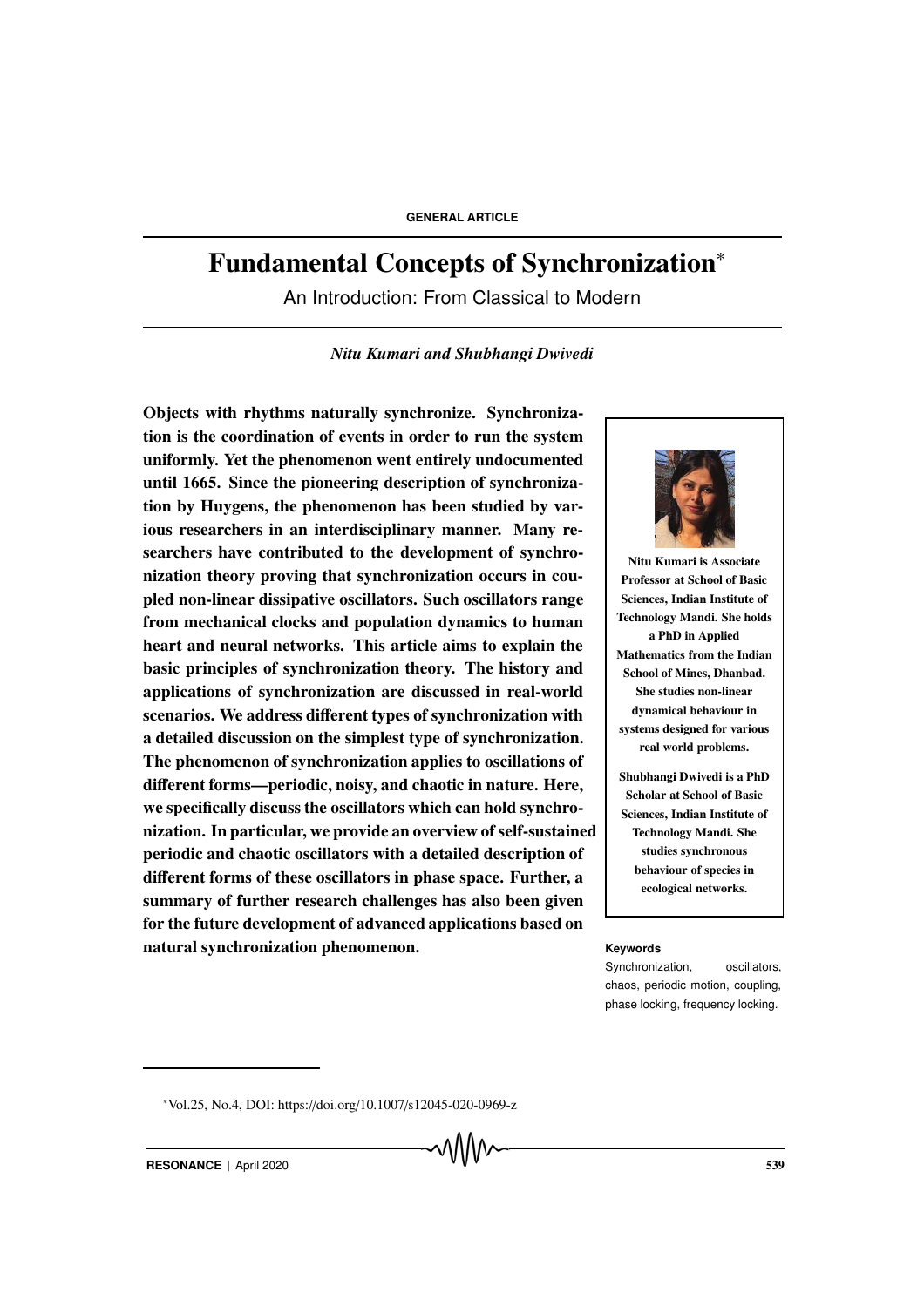GENERAL ARTICLE

# Fundamental Concepts of Synchronization*

An Introduction: From Classical to Modern

*Nitu Kumari and Shubhangi Dwivedi*

**Objects with rhythms naturally synchronize. Synchronization is the coordination of events in order to run the system uniformly. Yet the phenomenon went entirely undocumented until 1665. Since the pioneering description of synchronization by Huygens, the phenomenon has been studied by various researchers in an interdisciplinary manner. Many researchers have contributed to the development of synchronization theory proving that synchronization occurs in coupled non-linear dissipative oscillators. Such oscillators range from mechanical clocks and population dynamics to human heart and neural networks. This article aims to explain the basic principles of synchronization theory. The history and applications of synchronization are discussed in real-world scenarios. We address different types of synchronization with a detailed discussion on the simplest type of synchronization. The phenomenon of synchronization applies to oscillations of different forms—periodic, noisy, and chaotic in nature. Here, we specifically discuss the oscillators which can hold synchronization. In particular, we provide an overview of self-sustained periodic and chaotic oscillators with a detailed description of different forms of these oscillators in phase space. Further, a summary of further research challenges has also been given for the future development of advanced applications based on natural synchronization phenomenon.**

**Nitu Kumari is Associate Professor at School of Basic Sciences, Indian Institute of Technology Mandi. She holds a PhD in Applied Mathematics from the Indian School of Mines, Dhanbad. She studies non-linear dynamical behaviour in systems designed for various real world problems.**

**Shubhangi Dwivedi is a PhD Scholar at School of Basic Sciences, Indian Institute of Technology Mandi. She studies synchronous behaviour of species in ecological networks.**

**Keywords**

Synchronization, oscillators, chaos, periodic motion, coupling, phase locking, frequency locking.

*Vol.25, No.4, DOI: https://doi.org/10.1007/s12045-020-0969-z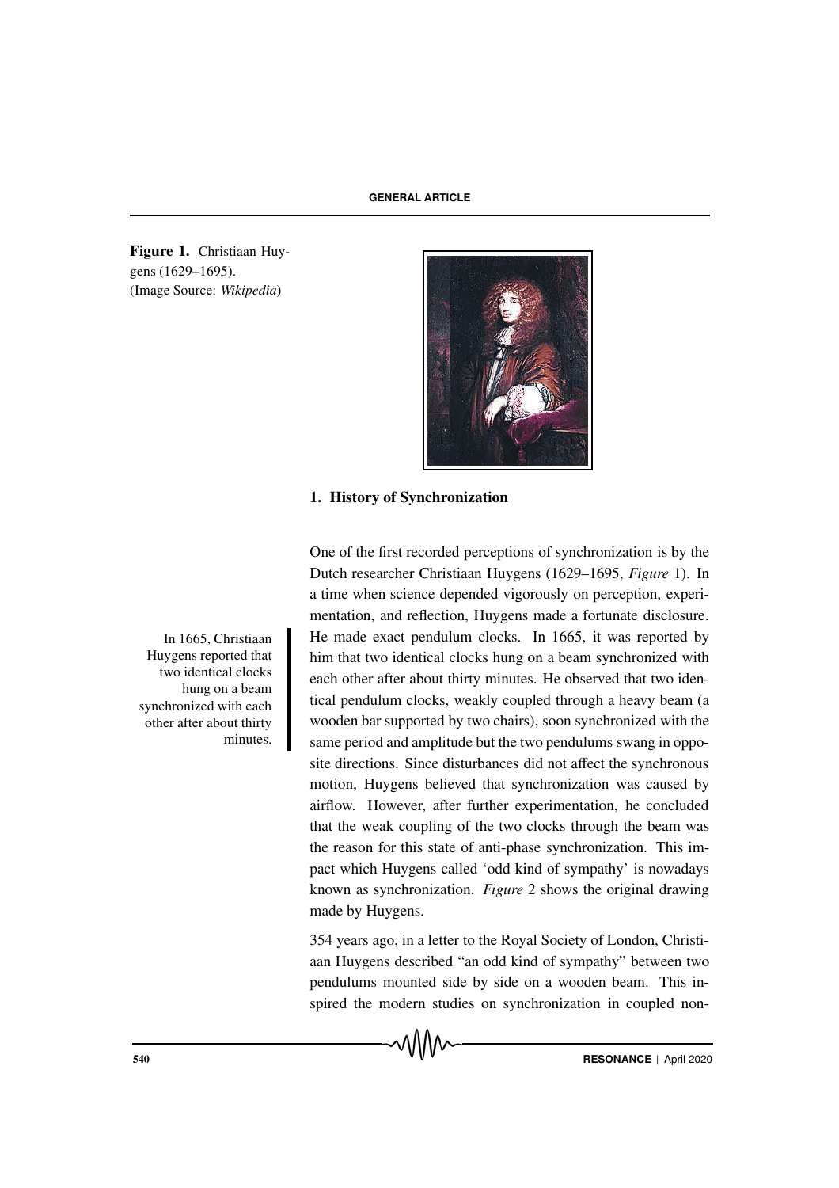Figure 1. Christiaan Huygens (1629–1695). (Image Source: *Wikipedia*)

## 1. History of Synchronization

One of the first recorded perceptions of synchronization is by the Dutch researcher Christiaan Huygens (1629–1695, *Figure* 1). In a time when science depended vigorously on perception, experimentation, and reflection, Huygens made a fortunate disclosure. He made exact pendulum clocks. In 1665, it was reported by him that two identical clocks hung on a beam synchronized with each other after about thirty minutes. He observed that two identical pendulum clocks, weakly coupled through a heavy beam (a wooden bar supported by two chairs), soon synchronized with the same period and amplitude but the two pendulums swang in opposite directions. Since disturbances did not affect the synchronous motion, Huygens believed that synchronization was caused by airflow. However, after further experimentation, he concluded that the weak coupling of the two clocks through the beam was the reason for this state of anti-phase synchronization. This impact which Huygens called 'odd kind of sympathy' is nowadays known as synchronization. *Figure* 2 shows the original drawing made by Huygens.

In 1665, Christiaan Huygens reported that two identical clocks hung on a beam synchronized with each other after about thirty minutes.

354 years ago, in a letter to the Royal Society of London, Christiaan Huygens described "an odd kind of sympathy" between two pendulums mounted side by side on a wooden beam. This inspired the modern studies on synchronization in coupled non-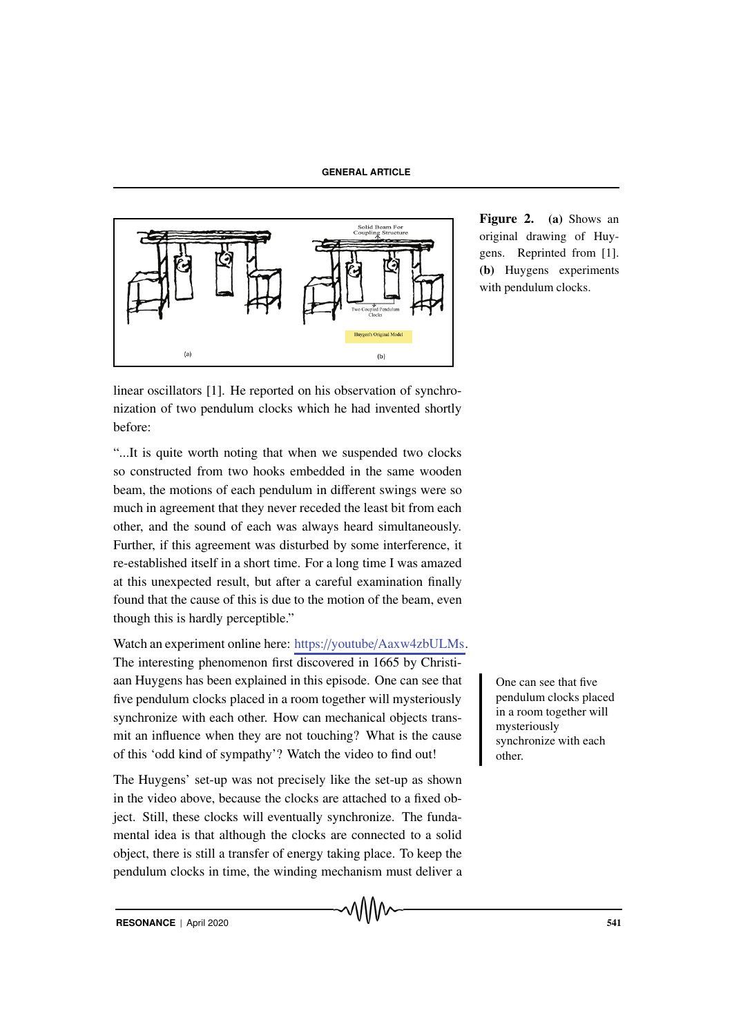Figure 2. **(a)** Shows an original drawing of Huygens. Reprinted from [1]. **(b)** Huygens experiments with pendulum clocks.

linear oscillators [1]. He reported on his observation of synchronization of two pendulum clocks which he had invented shortly before:

"...It is quite worth noting that when we suspended two clocks so constructed from two hooks embedded in the same wooden beam, the motions of each pendulum in different swings were so much in agreement that they never receded the least bit from each other, and the sound of each was always heard simultaneously. Further, if this agreement was disturbed by some interference, it re-established itself in a short time. For a long time I was amazed at this unexpected result, but after a careful examination finally found that the cause of this is due to the motion of the beam, even though this is hardly perceptible."

Watch an experiment online here: https://youtube/Aaxw4zbULMs. The interesting phenomenon first discovered in 1665 by Christiaan Huygens has been explained in this episode. One can see that five pendulum clocks placed in a room together will mysteriously synchronize with each other. How can mechanical objects transmit an influence when they are not touching? What is the cause of this 'odd kind of sympathy'? Watch the video to find out!

One can see that five pendulum clocks placed in a room together will mysteriously synchronize with each other.

The Huygens' set-up was not precisely like the set-up as shown in the video above, because the clocks are attached to a fixed object. Still, these clocks will eventually synchronize. The fundamental idea is that although the clocks are connected to a solid object, there is still a transfer of energy taking place. To keep the pendulum clocks in time, the winding mechanism must deliver a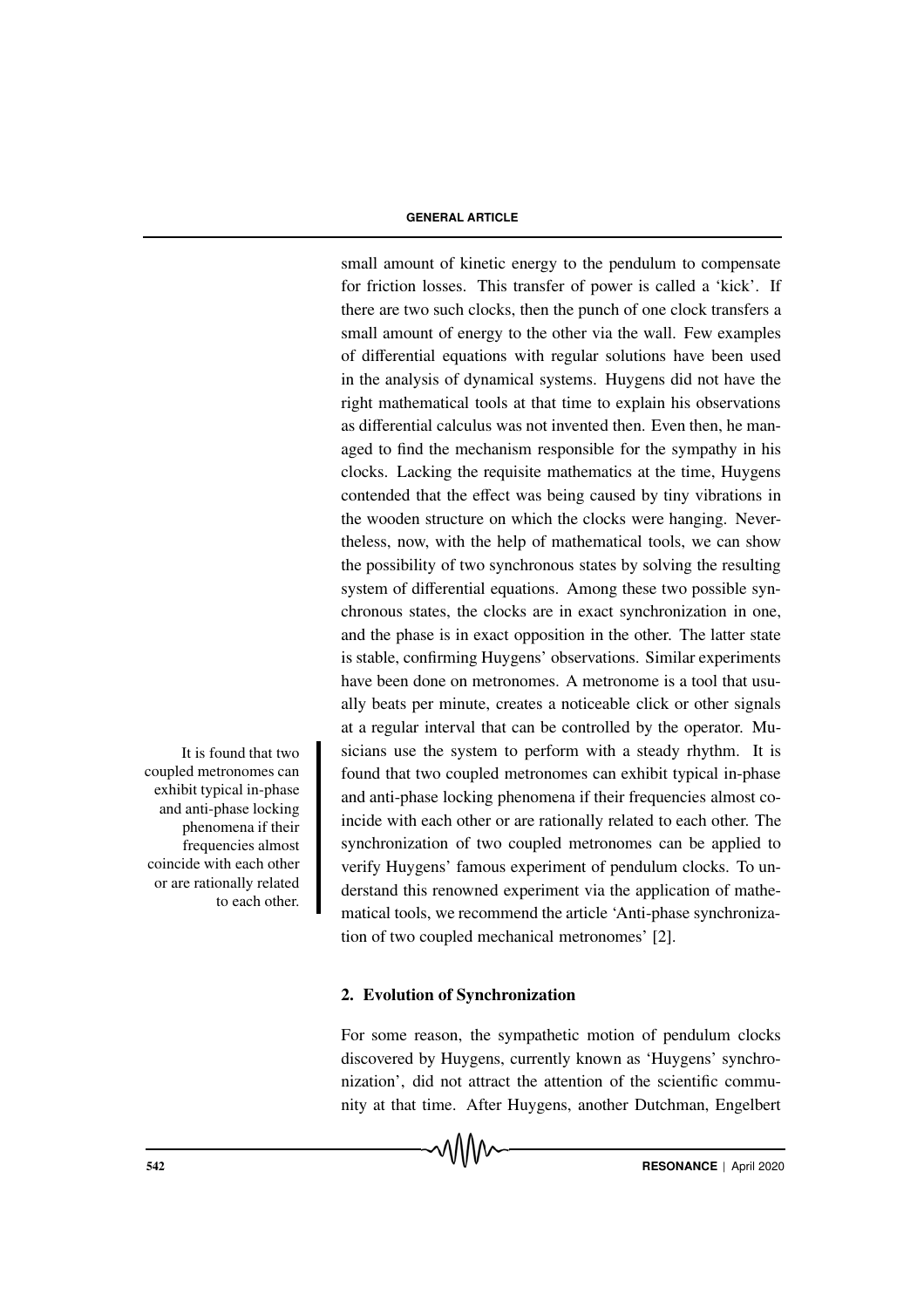small amount of kinetic energy to the pendulum to compensate for friction losses. This transfer of power is called a 'kick'. If there are two such clocks, then the punch of one clock transfers a small amount of energy to the other via the wall. Few examples of differential equations with regular solutions have been used in the analysis of dynamical systems. Huygens did not have the right mathematical tools at that time to explain his observations as differential calculus was not invented then. Even then, he managed to find the mechanism responsible for the sympathy in his clocks. Lacking the requisite mathematics at the time, Huygens contended that the effect was being caused by tiny vibrations in the wooden structure on which the clocks were hanging. Nevertheless, now, with the help of mathematical tools, we can show the possibility of two synchronous states by solving the resulting system of differential equations. Among these two possible synchronous states, the clocks are in exact synchronization in one, and the phase is in exact opposition in the other. The latter state is stable, confirming Huygens' observations. Similar experiments have been done on metronomes. A metronome is a tool that usually beats per minute, creates a noticeable click or other signals at a regular interval that can be controlled by the operator. Musicians use the system to perform with a steady rhythm. It is found that two coupled metronomes can exhibit typical in-phase and anti-phase locking phenomena if their frequencies almost coincide with each other or are rationally related to each other. The synchronization of two coupled metronomes can be applied to verify Huygens' famous experiment of pendulum clocks. To understand this renowned experiment via the application of mathematical tools, we recommend the article 'Anti-phase synchronization of two coupled mechanical metronomes' [2].

It is found that two coupled metronomes can exhibit typical in-phase and anti-phase locking phenomena if their frequencies almost coincide with each other or are rationally related to each other.

## 2. Evolution of Synchronization

For some reason, the sympathetic motion of pendulum clocks discovered by Huygens, currently known as 'Huygens' synchronization', did not attract the attention of the scientific community at that time. After Huygens, another Dutchman, Engelbert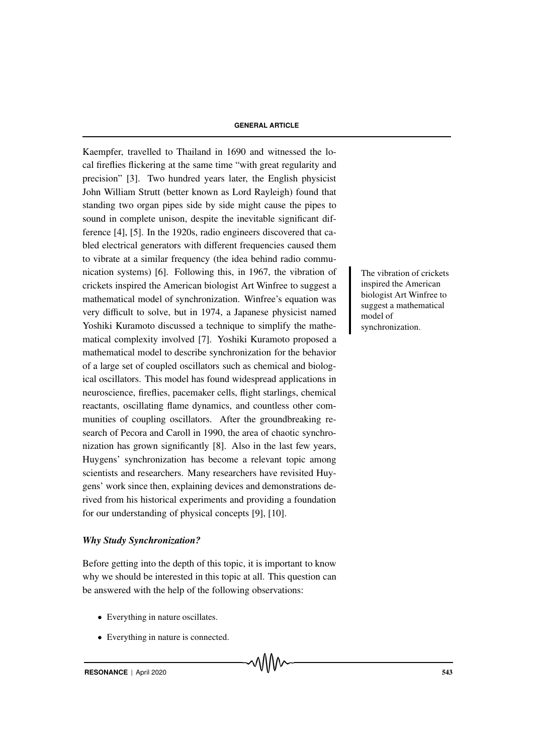Kaempfer, travelled to Thailand in 1690 and witnessed the local fireflies flickering at the same time "with great regularity and precision" [3]. Two hundred years later, the English physicist John William Strutt (better known as Lord Rayleigh) found that standing two organ pipes side by side might cause the pipes to sound in complete unison, despite the inevitable significant difference [4], [5]. In the 1920s, radio engineers discovered that cabled electrical generators with different frequencies caused them to vibrate at a similar frequency (the idea behind radio communication systems) [6]. Following this, in 1967, the vibration of crickets inspired the American biologist Art Winfree to suggest a mathematical model of synchronization. Winfree's equation was very difficult to solve, but in 1974, a Japanese physicist named Yoshiki Kuramoto discussed a technique to simplify the mathematical complexity involved [7]. Yoshiki Kuramoto proposed a mathematical model to describe synchronization for the behavior of a large set of coupled oscillators such as chemical and biological oscillators. This model has found widespread applications in neuroscience, fireflies, pacemaker cells, flight starlings, chemical reactants, oscillating flame dynamics, and countless other communities of coupling oscillators. After the groundbreaking research of Pecora and Caroll in 1990, the area of chaotic synchronization has grown significantly [8]. Also in the last few years, Huygens' synchronization has become a relevant topic among scientists and researchers. Many researchers have revisited Huygens' work since then, explaining devices and demonstrations derived from his historical experiments and providing a foundation for our understanding of physical concepts [9], [10].

The vibration of crickets inspired the American biologist Art Winfree to suggest a mathematical model of synchronization.

### *Why Study Synchronization?*

Before getting into the depth of this topic, it is important to know why we should be interested in this topic at all. This question can be answered with the help of the following observations:

- Everything in nature oscillates.
- Everything in nature is connected.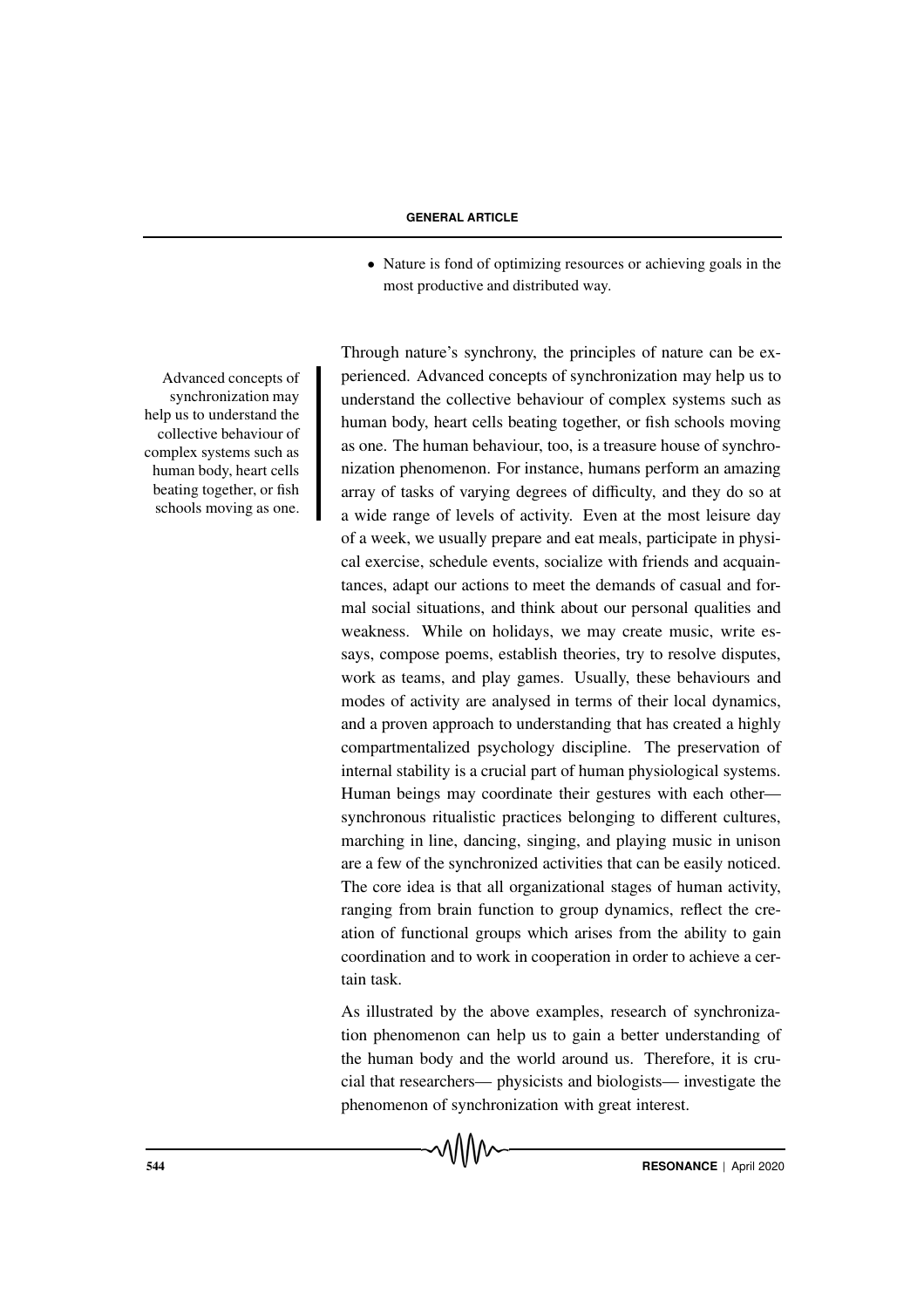- Nature is fond of optimizing resources or achieving goals in the most productive and distributed way.

Advanced concepts of synchronization may help us to understand the collective behaviour of complex systems such as human body, heart cells beating together, or fish schools moving as one.

Through nature's synchrony, the principles of nature can be experienced. Advanced concepts of synchronization may help us to understand the collective behaviour of complex systems such as human body, heart cells beating together, or fish schools moving as one. The human behaviour, too, is a treasure house of synchronization phenomenon. For instance, humans perform an amazing array of tasks of varying degrees of difficulty, and they do so at a wide range of levels of activity. Even at the most leisure day of a week, we usually prepare and eat meals, participate in physical exercise, schedule events, socialize with friends and acquaintances, adapt our actions to meet the demands of casual and formal social situations, and think about our personal qualities and weakness. While on holidays, we may create music, write essays, compose poems, establish theories, try to resolve disputes, work as teams, and play games. Usually, these behaviours and modes of activity are analysed in terms of their local dynamics, and a proven approach to understanding that has created a highly compartmentalized psychology discipline. The preservation of internal stability is a crucial part of human physiological systems. Human beings may coordinate their gestures with each other—synchronous ritualistic practices belonging to different cultures, marching in line, dancing, singing, and playing music in unison are a few of the synchronized activities that can be easily noticed. The core idea is that all organizational stages of human activity, ranging from brain function to group dynamics, reflect the creation of functional groups which arises from the ability to gain coordination and to work in cooperation in order to achieve a certain task.

As illustrated by the above examples, research of synchronization phenomenon can help us to gain a better understanding of the human body and the world around us. Therefore, it is crucial that researchers— physicists and biologists— investigate the phenomenon of synchronization with great interest.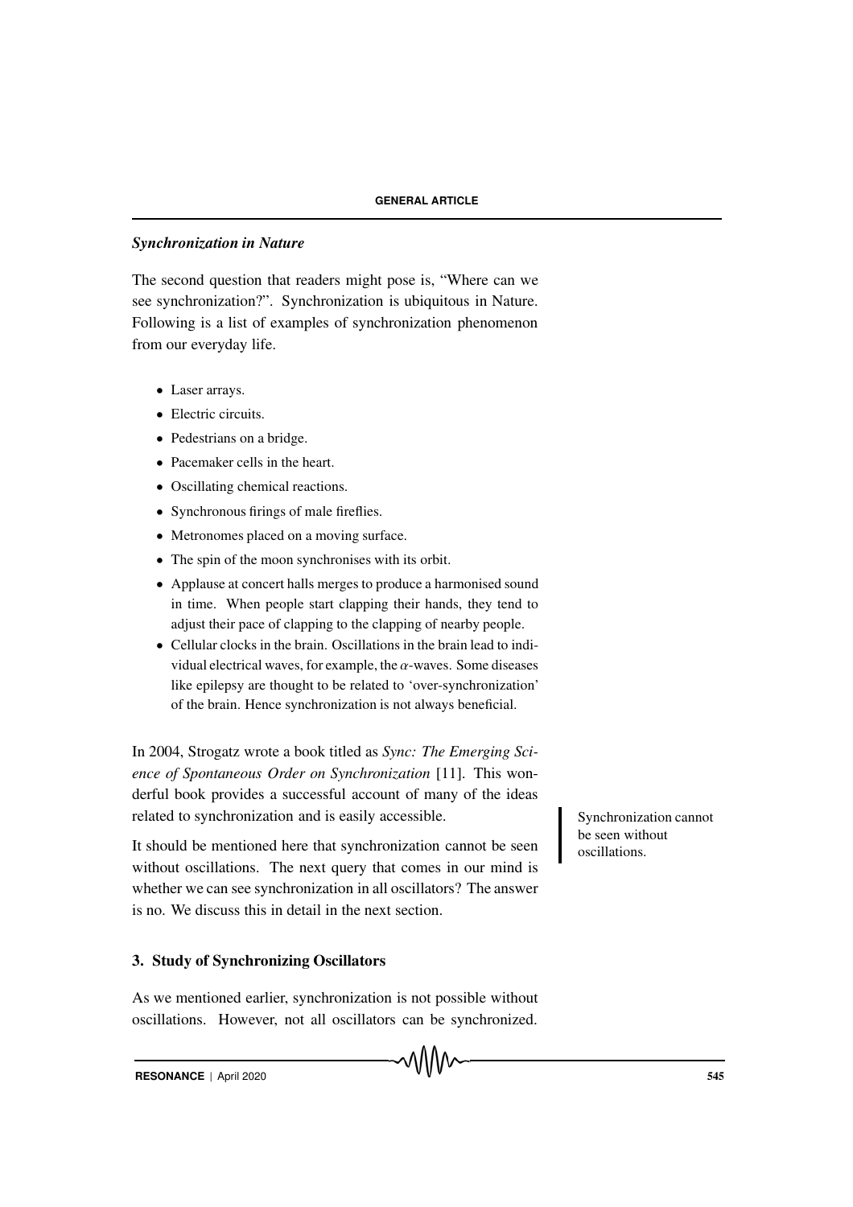### *Synchronization in Nature*

The second question that readers might pose is, "Where can we see synchronization?". Synchronization is ubiquitous in Nature. Following is a list of examples of synchronization phenomenon from our everyday life.

- Laser arrays.
- Electric circuits.
- Pedestrians on a bridge.
- Pacemaker cells in the heart.
- Oscillating chemical reactions.
- Synchronous firings of male fireflies.
- Metronomes placed on a moving surface.
- The spin of the moon synchronises with its orbit.
- Applause at concert halls merges to produce a harmonised sound in time. When people start clapping their hands, they tend to adjust their pace of clapping to the clapping of nearby people.
- Cellular clocks in the brain. Oscillations in the brain lead to individual electrical waves, for example, the $\alpha$-waves. Some diseases like epilepsy are thought to be related to 'over-synchronization' of the brain. Hence synchronization is not always beneficial.

In 2004, Strogatz wrote a book titled as *Sync: The Emerging Science of Spontaneous Order on Synchronization* [11]. This wonderful book provides a successful account of many of the ideas related to synchronization and is easily accessible.

Synchronization cannot be seen without oscillations.

It should be mentioned here that synchronization cannot be seen without oscillations. The next query that comes in our mind is whether we can see synchronization in all oscillators? The answer is no. We discuss this in detail in the next section.

## 3. Study of Synchronizing Oscillators

As we mentioned earlier, synchronization is not possible without oscillations. However, not all oscillators can be synchronized.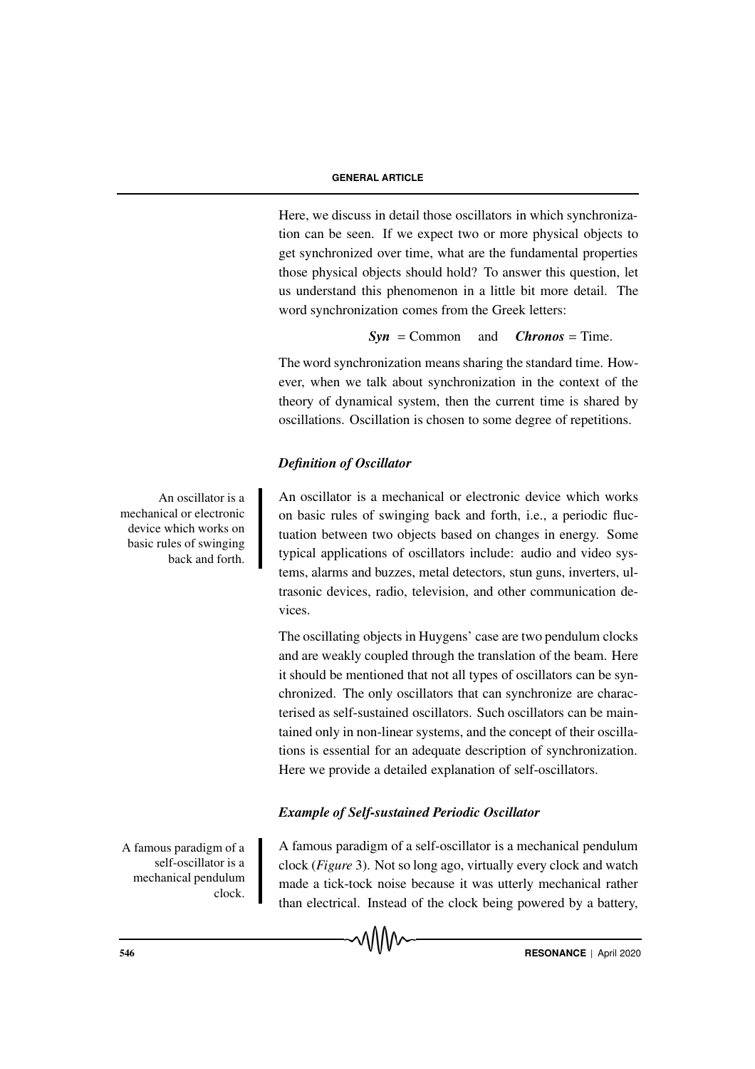Here, we discuss in detail those oscillators in which synchronization can be seen. If we expect two or more physical objects to get synchronized over time, what are the fundamental properties those physical objects should hold? To answer this question, let us understand this phenomenon in a little bit more detail. The word synchronization comes from the Greek letters:

***Syn*** = Common and ***Chronos*** = Time.

The word synchronization means sharing the standard time. However, when we talk about synchronization in the context of the theory of dynamical system, then the current time is shared by oscillations. Oscillation is chosen to some degree of repetitions.

### *Definition of Oscillator*

An oscillator is a mechanical or electronic device which works on basic rules of swinging back and forth.

An oscillator is a mechanical or electronic device which works on basic rules of swinging back and forth, i.e., a periodic fluctuation between two objects based on changes in energy. Some typical applications of oscillators include: audio and video systems, alarms and buzzes, metal detectors, stun guns, inverters, ultrasonic devices, radio, television, and other communication devices.

The oscillating objects in Huygens' case are two pendulum clocks and are weakly coupled through the translation of the beam. Here it should be mentioned that not all types of oscillators can be synchronized. The only oscillators that can synchronize are characterised as self-sustained oscillators. Such oscillators can be maintained only in non-linear systems, and the concept of their oscillations is essential for an adequate description of synchronization. Here we provide a detailed explanation of self-oscillators.

### *Example of Self-sustained Periodic Oscillator*

A famous paradigm of a self-oscillator is a mechanical pendulum clock.

A famous paradigm of a self-oscillator is a mechanical pendulum clock (*Figure* 3). Not so long ago, virtually every clock and watch made a tick-tock noise because it was utterly mechanical rather than electrical. Instead of the clock being powered by a battery,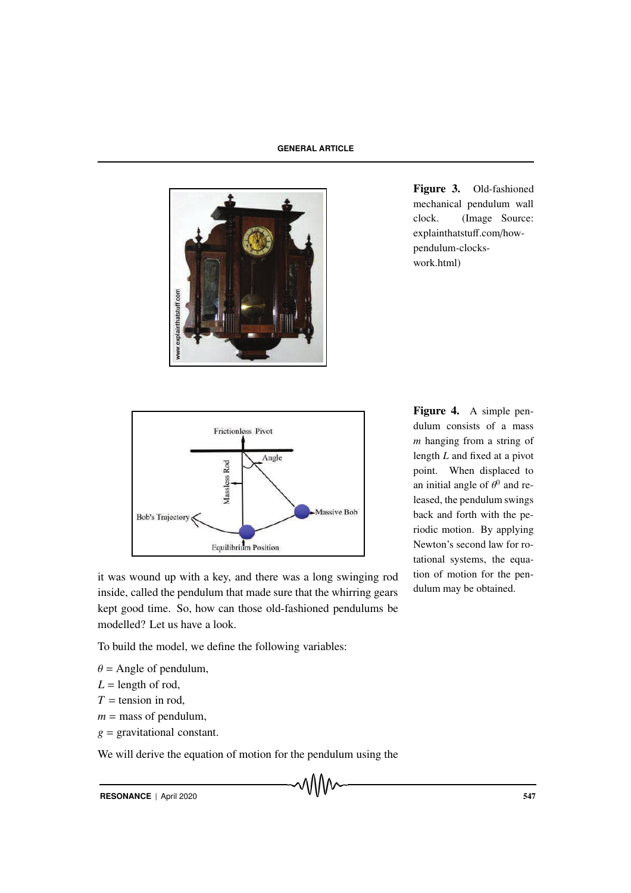**Figure 3.** Old-fashioned mechanical pendulum wall clock. (Image Source: explainthatstuff.com/how-pendulum-clocks-work.html)

**Figure 4.** A simple pendulum consists of a mass $m$ hanging from a string of length $L$ and fixed at a pivot point. When displaced to an initial angle of $\theta^0$ and released, the pendulum swings back and forth with the periodic motion. By applying Newton's second law for rotational systems, the equation of motion for the pendulum may be obtained.

it was wound up with a key, and there was a long swinging rod inside, called the pendulum that made sure that the whirring gears kept good time. So, how can those old-fashioned pendulums be modelled? Let us have a look.

To build the model, we define the following variables:

$\theta$ = Angle of pendulum,
$L$ = length of rod,
$T$ = tension in rod,
$m$ = mass of pendulum,
$g$ = gravitational constant.

We will derive the equation of motion for the pendulum using the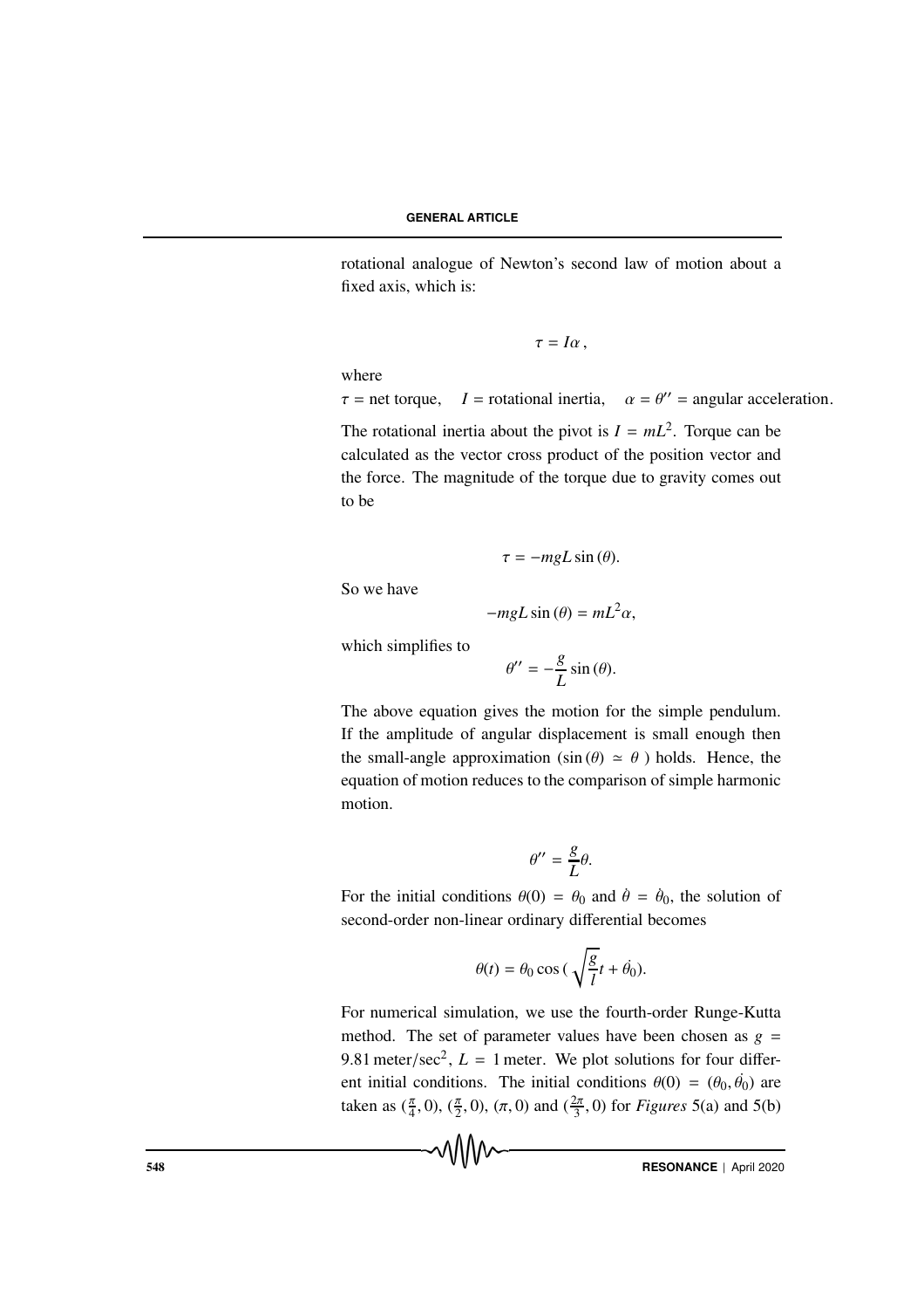rotational analogue of Newton's second law of motion about a fixed axis, which is:

$$\tau = I\alpha\,,$$

where

$\tau$ = net torque, $I$ = rotational inertia, $\alpha = \theta''$ = angular acceleration.

The rotational inertia about the pivot is $I = mL^2$. Torque can be calculated as the vector cross product of the position vector and the force. The magnitude of the torque due to gravity comes out to be

$$\tau = -mgL\sin(\theta).$$

So we have

$$-mgL\sin(\theta) = mL^2\alpha,$$

which simplifies to

$$\theta'' = -\frac{g}{L}\sin(\theta).$$

The above equation gives the motion for the simple pendulum. If the amplitude of angular displacement is small enough then the small-angle approximation ($\sin(\theta) \simeq \theta$) holds. Hence, the equation of motion reduces to the comparison of simple harmonic motion.

$$\theta'' = \frac{g}{L}\theta.$$

For the initial conditions $\theta(0) = \theta_0$ and $\dot{\theta} = \dot{\theta}_0$, the solution of second-order non-linear ordinary differential becomes

$$\theta(t) = \theta_0 \cos(\sqrt{\frac{g}{l}}t + \dot{\theta}_0).$$

For numerical simulation, we use the fourth-order Runge-Kutta method. The set of parameter values have been chosen as $g = 9.81\,\text{meter/sec}^2$, $L = 1\,\text{meter}$. We plot solutions for four different initial conditions. The initial conditions $\theta(0) = (\theta_0, \dot{\theta}_0)$ are taken as $(\frac{\pi}{4}, 0)$, $(\frac{\pi}{2}, 0)$, $(\pi, 0)$ and $(\frac{2\pi}{3}, 0)$ for *Figures* 5(a) and 5(b)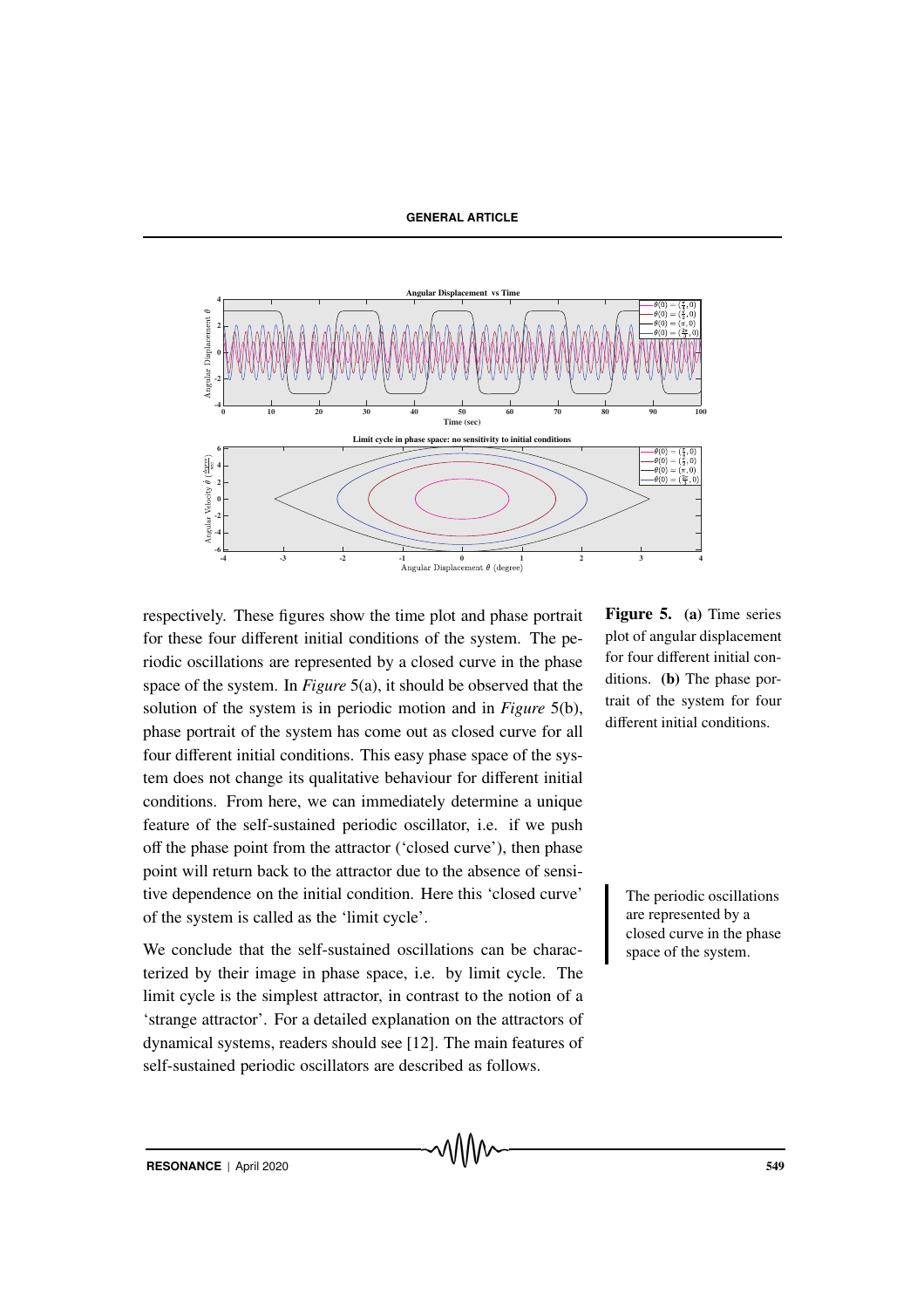respectively. These figures show the time plot and phase portrait for these four different initial conditions of the system. The periodic oscillations are represented by a closed curve in the phase space of the system. In *Figure* 5(a), it should be observed that the solution of the system is in periodic motion and in *Figure* 5(b), phase portrait of the system has come out as closed curve for all four different initial conditions. This easy phase space of the system does not change its qualitative behaviour for different initial conditions. From here, we can immediately determine a unique feature of the self-sustained periodic oscillator, i.e. if we push off the phase point from the attractor ('closed curve'), then phase point will return back to the attractor due to the absence of sensitive dependence on the initial condition. Here this 'closed curve' of the system is called as the 'limit cycle'.

**Figure 5.** **(a)** Time series plot of angular displacement for four different initial conditions. **(b)** The phase portrait of the system for four different initial conditions.

The periodic oscillations are represented by a closed curve in the phase space of the system.

We conclude that the self-sustained oscillations can be characterized by their image in phase space, i.e. by limit cycle. The limit cycle is the simplest attractor, in contrast to the notion of a 'strange attractor'. For a detailed explanation on the attractors of dynamical systems, readers should see [12]. The main features of self-sustained periodic oscillators are described as follows.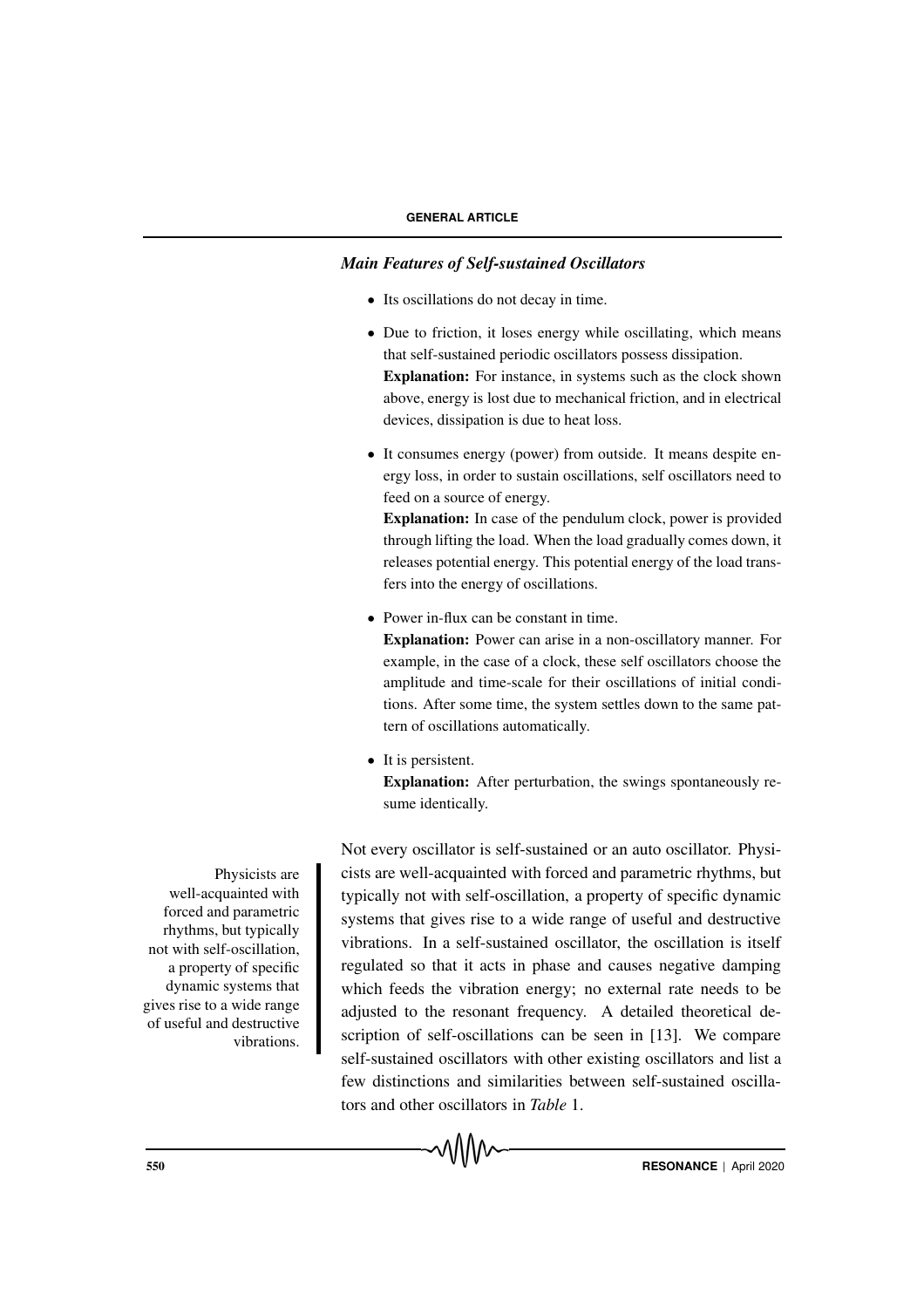### *Main Features of Self-sustained Oscillators*

- Its oscillations do not decay in time.
- Due to friction, it loses energy while oscillating, which means that self-sustained periodic oscillators possess dissipation.
  **Explanation:** For instance, in systems such as the clock shown above, energy is lost due to mechanical friction, and in electrical devices, dissipation is due to heat loss.
- It consumes energy (power) from outside. It means despite energy loss, in order to sustain oscillations, self oscillators need to feed on a source of energy.
  **Explanation:** In case of the pendulum clock, power is provided through lifting the load. When the load gradually comes down, it releases potential energy. This potential energy of the load transfers into the energy of oscillations.
- Power in-flux can be constant in time.
  **Explanation:** Power can arise in a non-oscillatory manner. For example, in the case of a clock, these self oscillators choose the amplitude and time-scale for their oscillations of initial conditions. After some time, the system settles down to the same pattern of oscillations automatically.
- It is persistent.
  **Explanation:** After perturbation, the swings spontaneously resume identically.

Not every oscillator is self-sustained or an auto oscillator. Physicists are well-acquainted with forced and parametric rhythms, but typically not with self-oscillation, a property of specific dynamic systems that gives rise to a wide range of useful and destructive vibrations. In a self-sustained oscillator, the oscillation is itself regulated so that it acts in phase and causes negative damping which feeds the vibration energy; no external rate needs to be adjusted to the resonant frequency. A detailed theoretical description of self-oscillations can be seen in [13]. We compare self-sustained oscillators with other existing oscillators and list a few distinctions and similarities between self-sustained oscillators and other oscillators in *Table* 1.

Physicists are well-acquainted with forced and parametric rhythms, but typically not with self-oscillation, a property of specific dynamic systems that gives rise to a wide range of useful and destructive vibrations.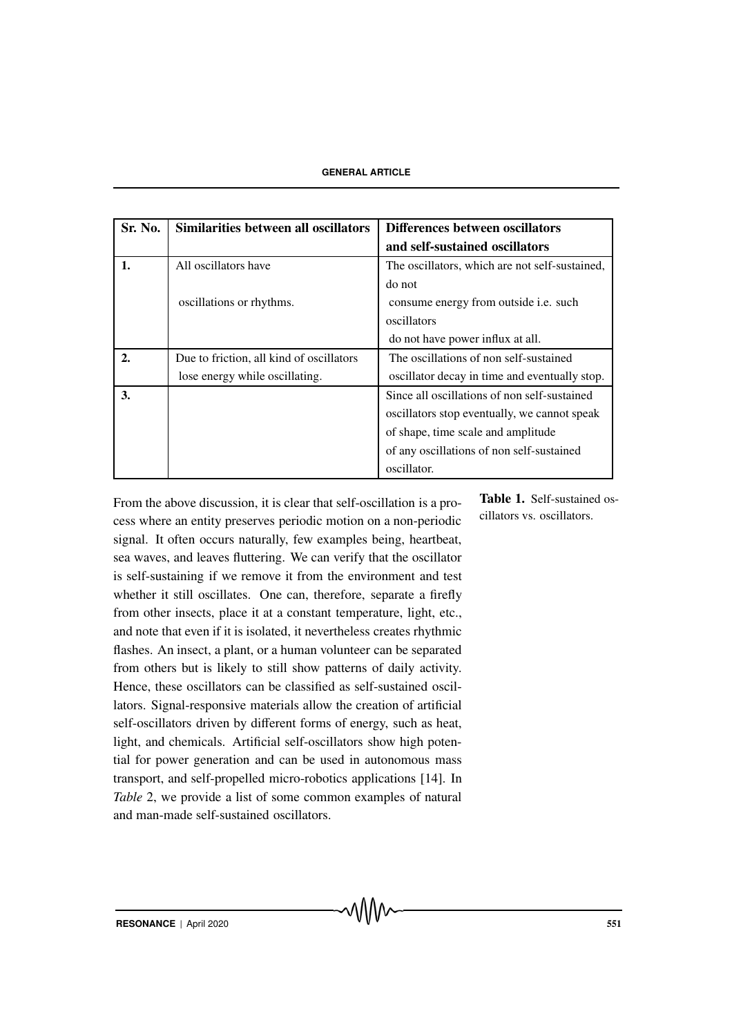| Sr. No. | Similarities between all oscillators | Differences between oscillators and self-sustained oscillators |
|---|---|---|
| **1.** | All oscillators have oscillations or rhythms. | The oscillators, which are not self-sustained, do not consume energy from outside i.e. such oscillators do not have power influx at all. |
| **2.** | Due to friction, all kind of oscillators lose energy while oscillating. | The oscillations of non self-sustained oscillator decay in time and eventually stop. |
| **3.** | | Since all oscillations of non self-sustained oscillators stop eventually, we cannot speak of shape, time scale and amplitude of any oscillations of non self-sustained oscillator. |

**Table 1.** Self-sustained oscillators vs. oscillators.

From the above discussion, it is clear that self-oscillation is a process where an entity preserves periodic motion on a non-periodic signal. It often occurs naturally, few examples being, heartbeat, sea waves, and leaves fluttering. We can verify that the oscillator is self-sustaining if we remove it from the environment and test whether it still oscillates. One can, therefore, separate a firefly from other insects, place it at a constant temperature, light, etc., and note that even if it is isolated, it nevertheless creates rhythmic flashes. An insect, a plant, or a human volunteer can be separated from others but is likely to still show patterns of daily activity. Hence, these oscillators can be classified as self-sustained oscillators. Signal-responsive materials allow the creation of artificial self-oscillators driven by different forms of energy, such as heat, light, and chemicals. Artificial self-oscillators show high potential for power generation and can be used in autonomous mass transport, and self-propelled micro-robotics applications [14]. In *Table* 2, we provide a list of some common examples of natural and man-made self-sustained oscillators.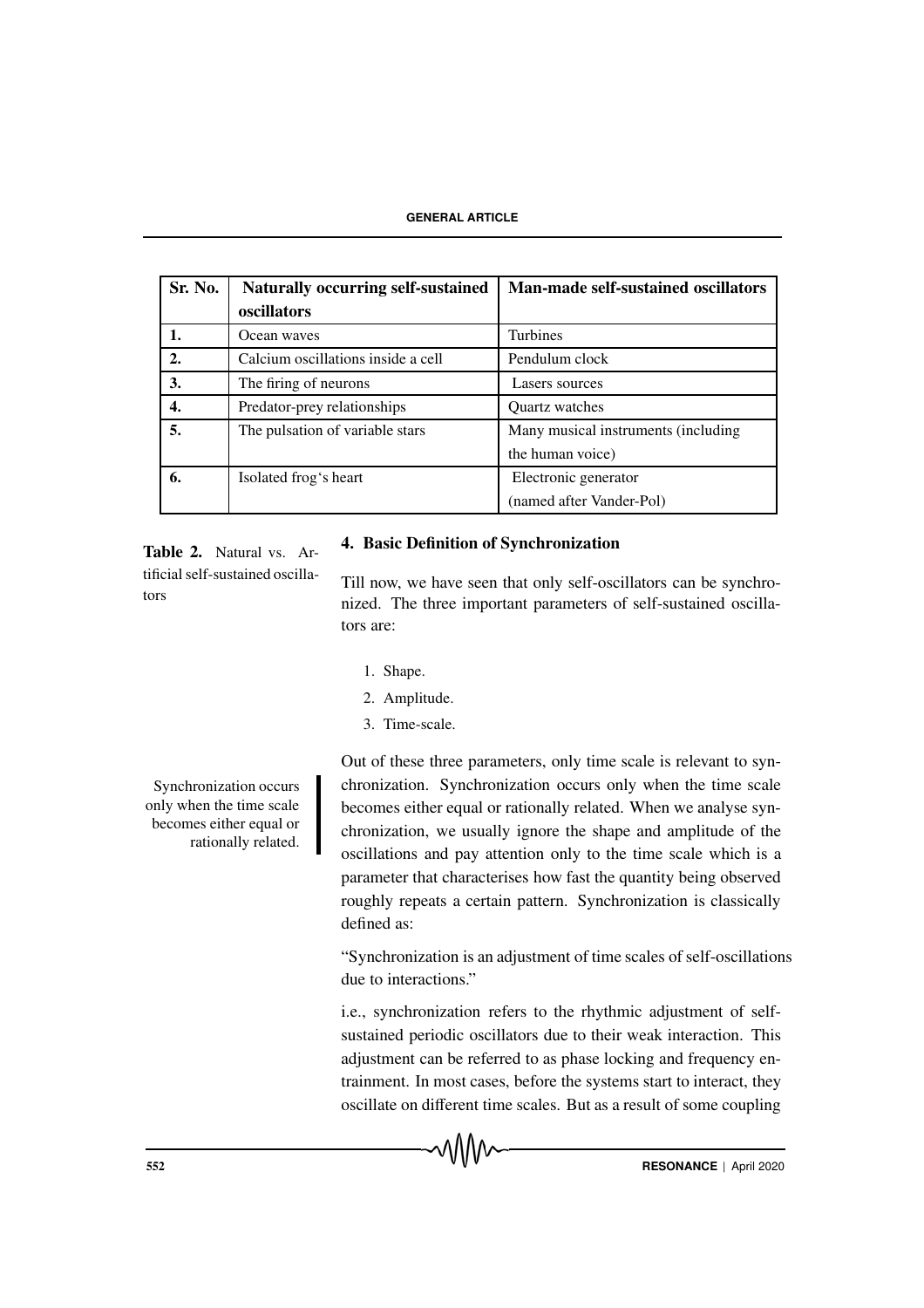| Sr. No. | Naturally occurring self-sustained oscillators | Man-made self-sustained oscillators |
|---|---|---|
| 1. | Ocean waves | Turbines |
| 2. | Calcium oscillations inside a cell | Pendulum clock |
| 3. | The firing of neurons | Lasers sources |
| 4. | Predator-prey relationships | Quartz watches |
| 5. | The pulsation of variable stars | Many musical instruments (including the human voice) |
| 6. | Isolated frog's heart | Electronic generator (named after Vander-Pol) |

**Table 2.** Natural vs. Artificial self-sustained oscillators

## 4. Basic Definition of Synchronization

Till now, we have seen that only self-oscillators can be synchronized. The three important parameters of self-sustained oscillators are:

1. Shape.
2. Amplitude.
3. Time-scale.

Synchronization occurs only when the time scale becomes either equal or rationally related.

Out of these three parameters, only time scale is relevant to synchronization. Synchronization occurs only when the time scale becomes either equal or rationally related. When we analyse synchronization, we usually ignore the shape and amplitude of the oscillations and pay attention only to the time scale which is a parameter that characterises how fast the quantity being observed roughly repeats a certain pattern. Synchronization is classically defined as:

"Synchronization is an adjustment of time scales of self-oscillations due to interactions."

i.e., synchronization refers to the rhythmic adjustment of self-sustained periodic oscillators due to their weak interaction. This adjustment can be referred to as phase locking and frequency entrainment. In most cases, before the systems start to interact, they oscillate on different time scales. But as a result of some coupling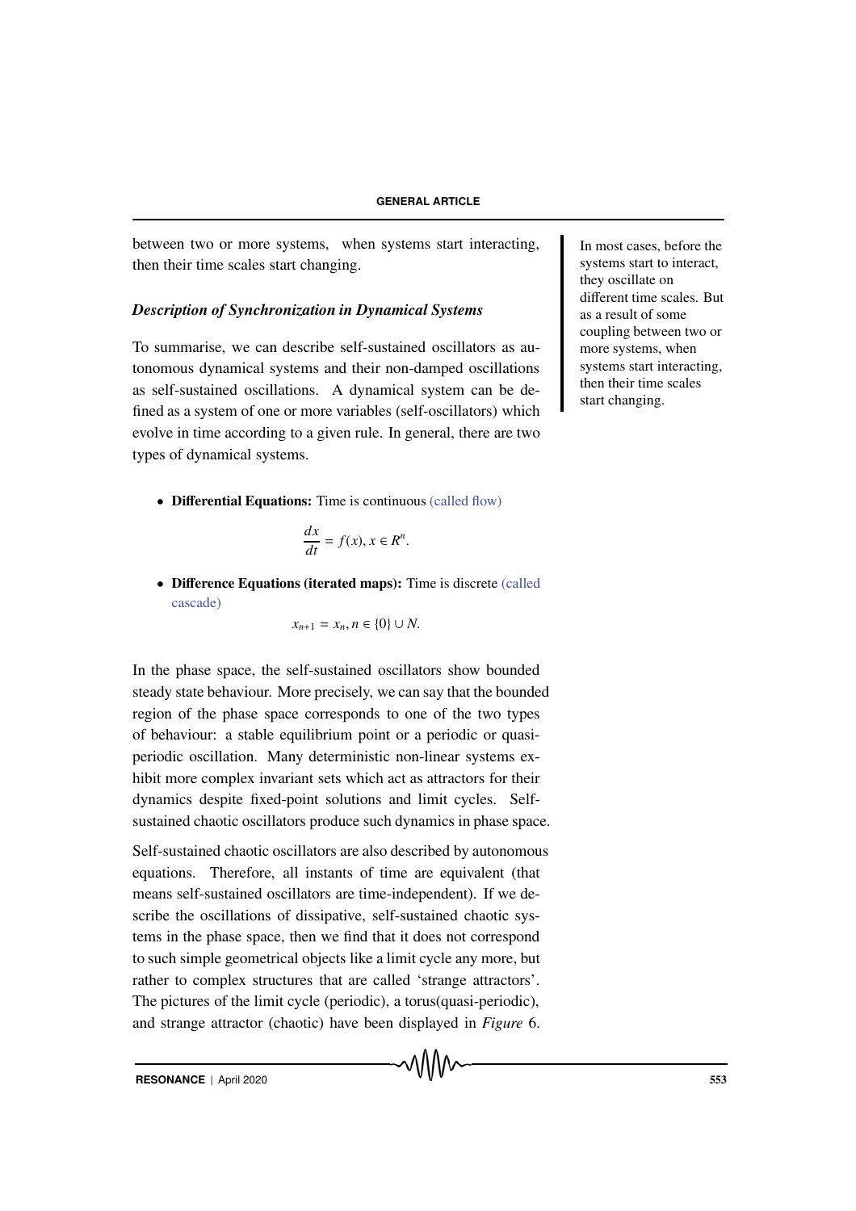between two or more systems, when systems start interacting, then their time scales start changing.

In most cases, before the systems start to interact, they oscillate on different time scales. But as a result of some coupling between two or more systems, when systems start interacting, then their time scales start changing.

### *Description of Synchronization in Dynamical Systems*

To summarise, we can describe self-sustained oscillators as autonomous dynamical systems and their non-damped oscillations as self-sustained oscillations. A dynamical system can be defined as a system of one or more variables (self-oscillators) which evolve in time according to a given rule. In general, there are two types of dynamical systems.

- **Differential Equations:** Time is continuous (called flow)

$$\frac{dx}{dt} = f(x), x \in R^n.$$

- **Difference Equations (iterated maps):** Time is discrete (called cascade)

$$x_{n+1} = x_n, n \in \{0\} \cup N.$$

In the phase space, the self-sustained oscillators show bounded steady state behaviour. More precisely, we can say that the bounded region of the phase space corresponds to one of the two types of behaviour: a stable equilibrium point or a periodic or quasi-periodic oscillation. Many deterministic non-linear systems exhibit more complex invariant sets which act as attractors for their dynamics despite fixed-point solutions and limit cycles. Self-sustained chaotic oscillators produce such dynamics in phase space.

Self-sustained chaotic oscillators are also described by autonomous equations. Therefore, all instants of time are equivalent (that means self-sustained oscillators are time-independent). If we describe the oscillations of dissipative, self-sustained chaotic systems in the phase space, then we find that it does not correspond to such simple geometrical objects like a limit cycle any more, but rather to complex structures that are called 'strange attractors'. The pictures of the limit cycle (periodic), a torus(quasi-periodic), and strange attractor (chaotic) have been displayed in *Figure* 6.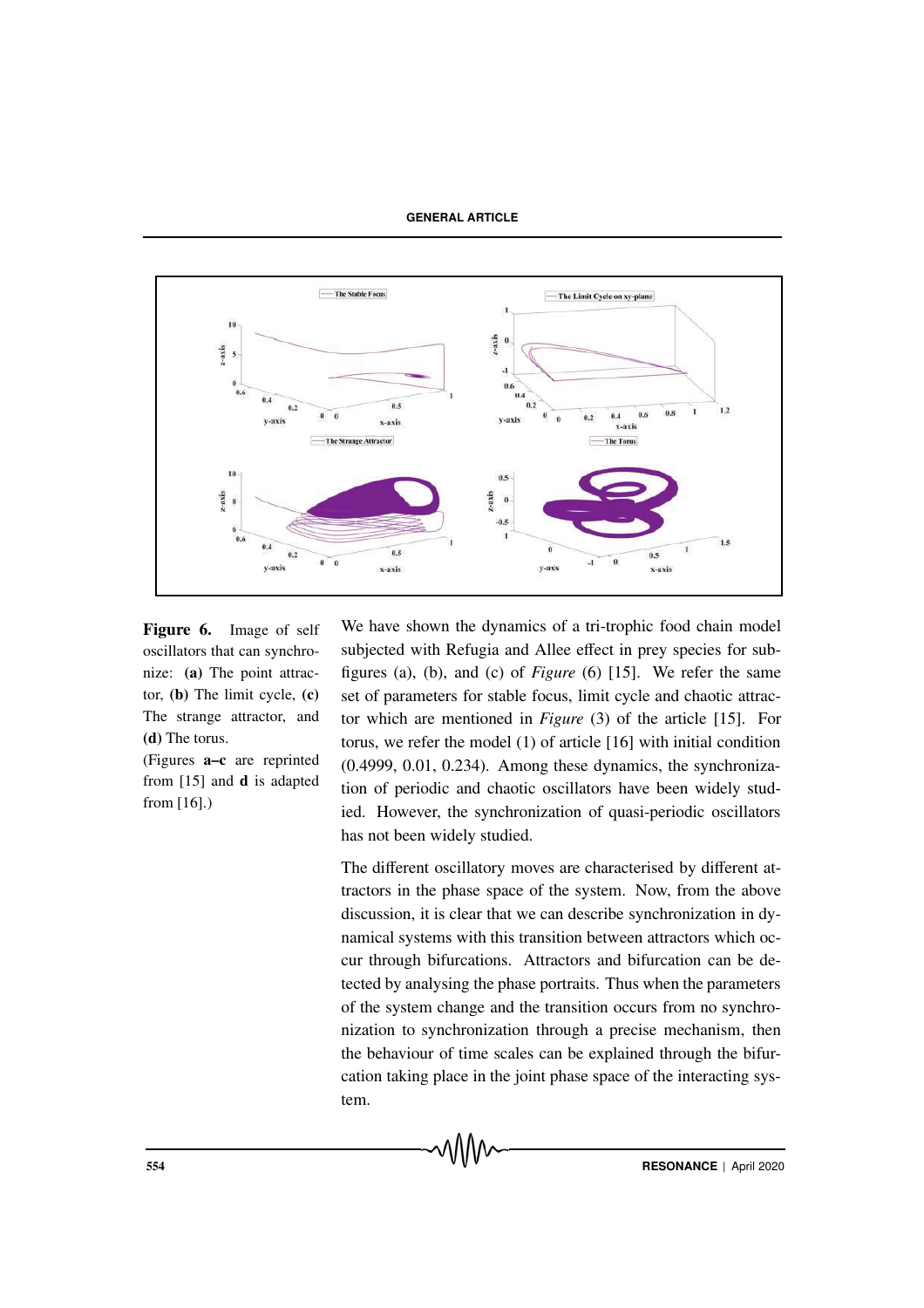**Figure 6.** Image of self oscillators that can synchronize: **(a)** The point attractor, **(b)** The limit cycle, **(c)** The strange attractor, and **(d)** The torus.

(Figures **a–c** are reprinted from [15] and **d** is adapted from [16].)

We have shown the dynamics of a tri-trophic food chain model subjected with Refugia and Allee effect in prey species for subfigures (a), (b), and (c) of *Figure* (6) [15]. We refer the same set of parameters for stable focus, limit cycle and chaotic attractor which are mentioned in *Figure* (3) of the article [15]. For torus, we refer the model (1) of article [16] with initial condition (0.4999, 0.01, 0.234). Among these dynamics, the synchronization of periodic and chaotic oscillators have been widely studied. However, the synchronization of quasi-periodic oscillators has not been widely studied.

The different oscillatory moves are characterised by different attractors in the phase space of the system. Now, from the above discussion, it is clear that we can describe synchronization in dynamical systems with this transition between attractors which occur through bifurcations. Attractors and bifurcation can be detected by analysing the phase portraits. Thus when the parameters of the system change and the transition occurs from no synchronization to synchronization through a precise mechanism, then the behaviour of time scales can be explained through the bifurcation taking place in the joint phase space of the interacting system.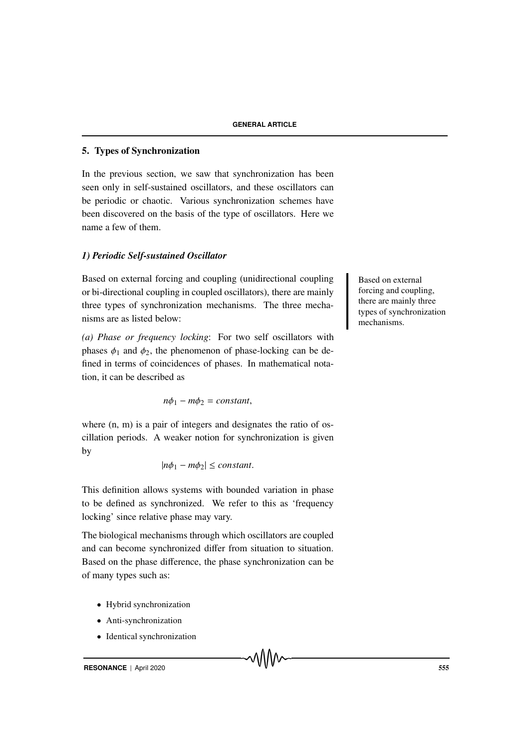## 5. Types of Synchronization

In the previous section, we saw that synchronization has been seen only in self-sustained oscillators, and these oscillators can be periodic or chaotic. Various synchronization schemes have been discovered on the basis of the type of oscillators. Here we name a few of them.

### *1) Periodic Self-sustained Oscillator*

Based on external forcing and coupling (unidirectional coupling or bi-directional coupling in coupled oscillators), there are mainly three types of synchronization mechanisms. The three mechanisms are as listed below:

Based on external forcing and coupling, there are mainly three types of synchronization mechanisms.

*(a) Phase or frequency locking*: For two self oscillators with phases $\phi_1$ and $\phi_2$, the phenomenon of phase-locking can be defined in terms of coincidences of phases. In mathematical notation, it can be described as

$$n\phi_1 - m\phi_2 = constant,$$

where (n, m) is a pair of integers and designates the ratio of oscillation periods. A weaker notion for synchronization is given by

$$|n\phi_1 - m\phi_2| \leq constant.$$

This definition allows systems with bounded variation in phase to be defined as synchronized. We refer to this as 'frequency locking' since relative phase may vary.

The biological mechanisms through which oscillators are coupled and can become synchronized differ from situation to situation. Based on the phase difference, the phase synchronization can be of many types such as:

- Hybrid synchronization
- Anti-synchronization
- Identical synchronization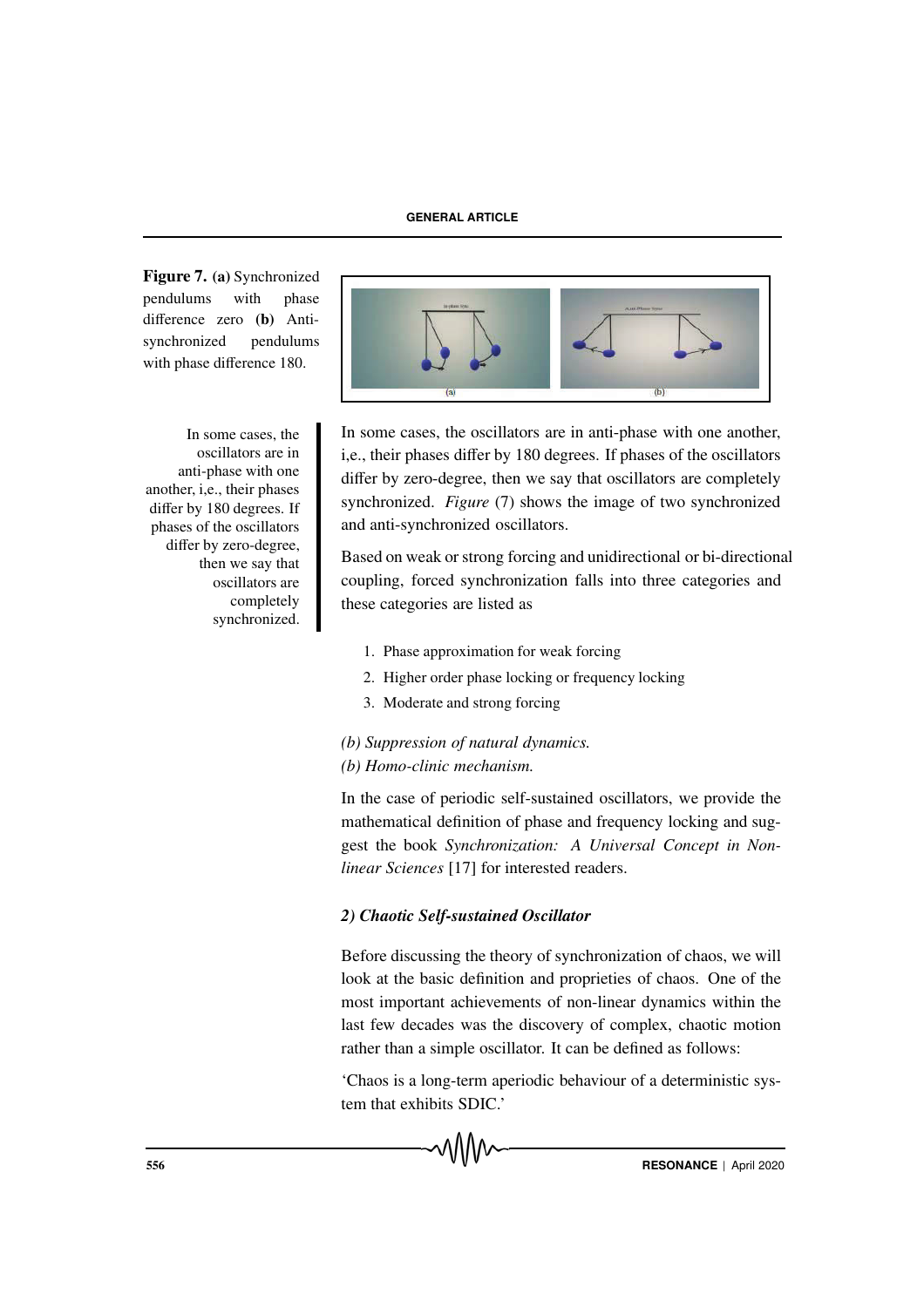Figure 7. (a) Synchronized pendulums with phase difference zero (b) Anti-synchronized pendulums with phase difference 180.

In some cases, the oscillators are in anti-phase with one another, i,e., their phases differ by 180 degrees. If phases of the oscillators differ by zero-degree, then we say that oscillators are completely synchronized.

In some cases, the oscillators are in anti-phase with one another, i,e., their phases differ by 180 degrees. If phases of the oscillators differ by zero-degree, then we say that oscillators are completely synchronized. *Figure* (7) shows the image of two synchronized and anti-synchronized oscillators.

Based on weak or strong forcing and unidirectional or bi-directional coupling, forced synchronization falls into three categories and these categories are listed as

1. Phase approximation for weak forcing
2. Higher order phase locking or frequency locking
3. Moderate and strong forcing

*(b) Suppression of natural dynamics.*
*(b) Homo-clinic mechanism.*

In the case of periodic self-sustained oscillators, we provide the mathematical definition of phase and frequency locking and suggest the book *Synchronization: A Universal Concept in Nonlinear Sciences* [17] for interested readers.

### *2) Chaotic Self-sustained Oscillator*

Before discussing the theory of synchronization of chaos, we will look at the basic definition and proprieties of chaos. One of the most important achievements of non-linear dynamics within the last few decades was the discovery of complex, chaotic motion rather than a simple oscillator. It can be defined as follows:

'Chaos is a long-term aperiodic behaviour of a deterministic system that exhibits SDIC.'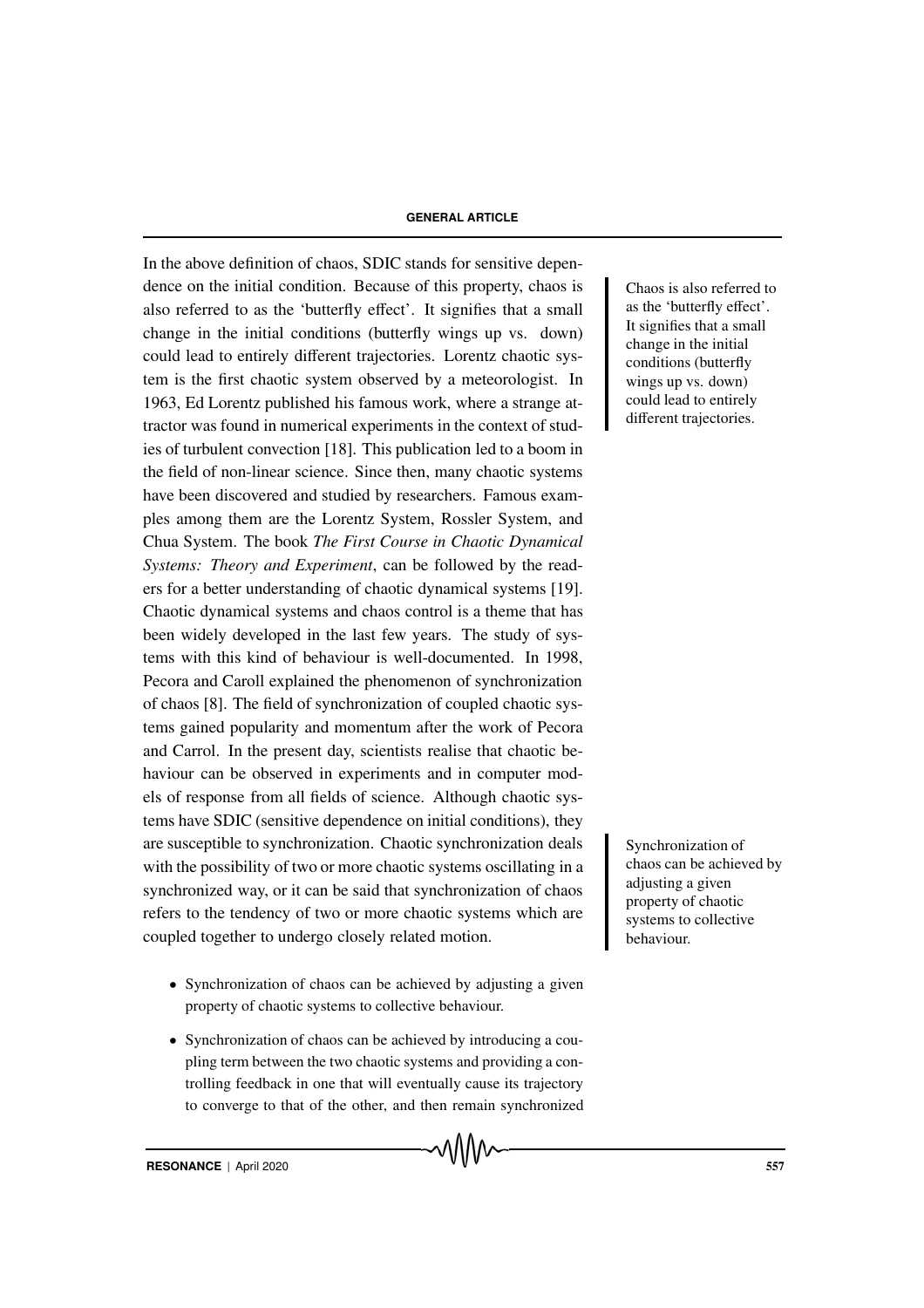In the above definition of chaos, SDIC stands for sensitive dependence on the initial condition. Because of this property, chaos is also referred to as the 'butterfly effect'. It signifies that a small change in the initial conditions (butterfly wings up vs. down) could lead to entirely different trajectories. Lorentz chaotic system is the first chaotic system observed by a meteorologist. In 1963, Ed Lorentz published his famous work, where a strange attractor was found in numerical experiments in the context of studies of turbulent convection [18]. This publication led to a boom in the field of non-linear science. Since then, many chaotic systems have been discovered and studied by researchers. Famous examples among them are the Lorentz System, Rossler System, and Chua System. The book *The First Course in Chaotic Dynamical Systems: Theory and Experiment*, can be followed by the readers for a better understanding of chaotic dynamical systems [19]. Chaotic dynamical systems and chaos control is a theme that has been widely developed in the last few years. The study of systems with this kind of behaviour is well-documented. In 1998, Pecora and Caroll explained the phenomenon of synchronization of chaos [8]. The field of synchronization of coupled chaotic systems gained popularity and momentum after the work of Pecora and Carrol. In the present day, scientists realise that chaotic behaviour can be observed in experiments and in computer models of response from all fields of science. Although chaotic systems have SDIC (sensitive dependence on initial conditions), they are susceptible to synchronization. Chaotic synchronization deals with the possibility of two or more chaotic systems oscillating in a synchronized way, or it can be said that synchronization of chaos refers to the tendency of two or more chaotic systems which are coupled together to undergo closely related motion.

Chaos is also referred to as the 'butterfly effect'. It signifies that a small change in the initial conditions (butterfly wings up vs. down) could lead to entirely different trajectories.

Synchronization of chaos can be achieved by adjusting a given property of chaotic systems to collective behaviour.

- Synchronization of chaos can be achieved by adjusting a given property of chaotic systems to collective behaviour.
- Synchronization of chaos can be achieved by introducing a coupling term between the two chaotic systems and providing a controlling feedback in one that will eventually cause its trajectory to converge to that of the other, and then remain synchronized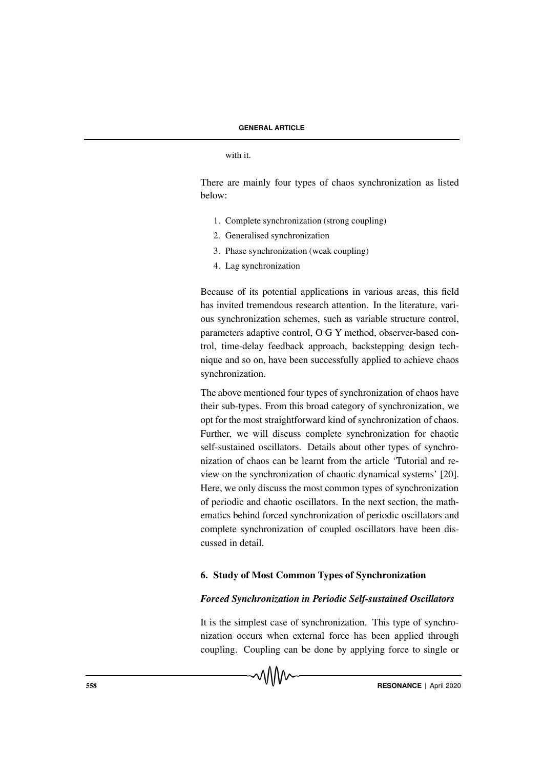with it.

There are mainly four types of chaos synchronization as listed below:

1. Complete synchronization (strong coupling)
2. Generalised synchronization
3. Phase synchronization (weak coupling)
4. Lag synchronization

Because of its potential applications in various areas, this field has invited tremendous research attention. In the literature, various synchronization schemes, such as variable structure control, parameters adaptive control, O G Y method, observer-based control, time-delay feedback approach, backstepping design technique and so on, have been successfully applied to achieve chaos synchronization.

The above mentioned four types of synchronization of chaos have their sub-types. From this broad category of synchronization, we opt for the most straightforward kind of synchronization of chaos. Further, we will discuss complete synchronization for chaotic self-sustained oscillators. Details about other types of synchronization of chaos can be learnt from the article 'Tutorial and review on the synchronization of chaotic dynamical systems' [20]. Here, we only discuss the most common types of synchronization of periodic and chaotic oscillators. In the next section, the mathematics behind forced synchronization of periodic oscillators and complete synchronization of coupled oscillators have been discussed in detail.

## 6. Study of Most Common Types of Synchronization

### *Forced Synchronization in Periodic Self-sustained Oscillators*

It is the simplest case of synchronization. This type of synchronization occurs when external force has been applied through coupling. Coupling can be done by applying force to single or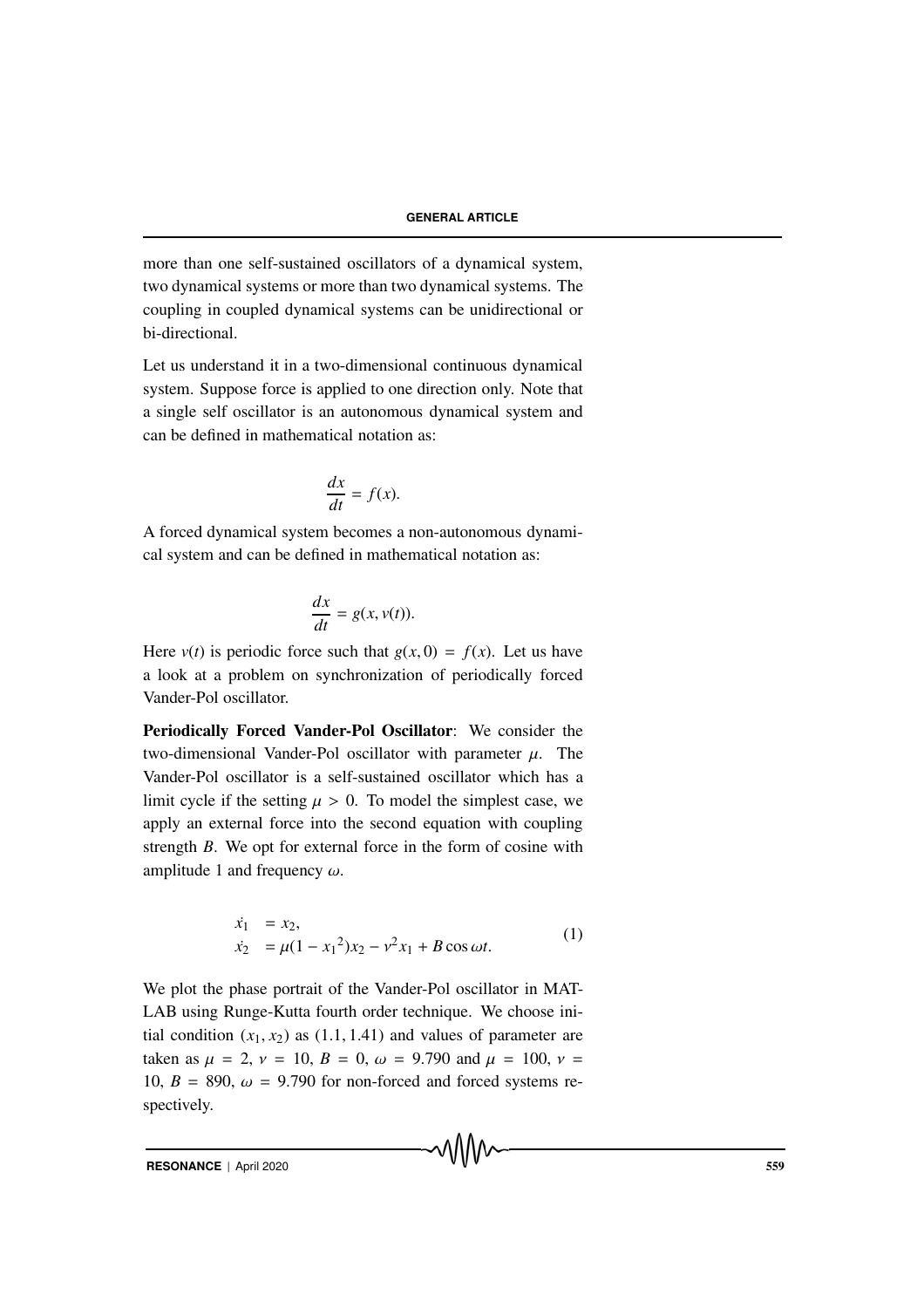more than one self-sustained oscillators of a dynamical system, two dynamical systems or more than two dynamical systems. The coupling in coupled dynamical systems can be unidirectional or bi-directional.

Let us understand it in a two-dimensional continuous dynamical system. Suppose force is applied to one direction only. Note that a single self oscillator is an autonomous dynamical system and can be defined in mathematical notation as:

$$\frac{dx}{dt} = f(x).$$

A forced dynamical system becomes a non-autonomous dynamical system and can be defined in mathematical notation as:

$$\frac{dx}{dt} = g(x, v(t)).$$

Here $v(t)$ is periodic force such that $g(x, 0) = f(x)$. Let us have a look at a problem on synchronization of periodically forced Vander-Pol oscillator.

**Periodically Forced Vander-Pol Oscillator**: We consider the two-dimensional Vander-Pol oscillator with parameter $\mu$. The Vander-Pol oscillator is a self-sustained oscillator which has a limit cycle if the setting $\mu > 0$. To model the simplest case, we apply an external force into the second equation with coupling strength $B$. We opt for external force in the form of cosine with amplitude 1 and frequency $\omega$.

$$\begin{aligned} \dot{x_1} &= x_2, \\ \dot{x_2} &= \mu(1 - {x_1}^2)x_2 - \nu^2 x_1 + B\cos\omega t. \end{aligned} \tag{1}$$

We plot the phase portrait of the Vander-Pol oscillator in MATLAB using Runge-Kutta fourth order technique. We choose initial condition $(x_1, x_2)$ as $(1.1, 1.41)$ and values of parameter are taken as $\mu = 2$, $\nu = 10$, $B = 0$, $\omega = 9.790$ and $\mu = 100$, $\nu = 10$, $B = 890$, $\omega = 9.790$ for non-forced and forced systems respectively.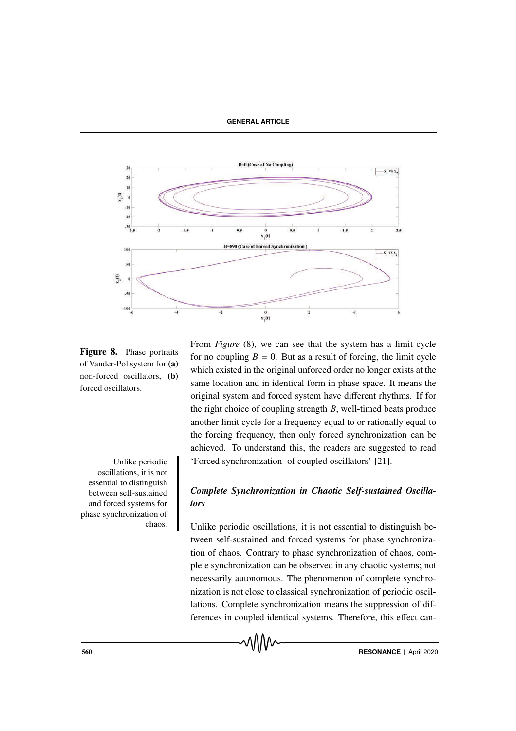**Figure 8.** Phase portraits of Vander-Pol system for **(a)** non-forced oscillators, **(b)** forced oscillators.

From *Figure* (8), we can see that the system has a limit cycle for no coupling $B = 0$. But as a result of forcing, the limit cycle which existed in the original unforced order no longer exists at the same location and in identical form in phase space. It means the original system and forced system have different rhythms. If for the right choice of coupling strength $B$, well-timed beats produce another limit cycle for a frequency equal to or rationally equal to the forcing frequency, then only forced synchronization can be achieved. To understand this, the readers are suggested to read 'Forced synchronization of coupled oscillators' [21].

> Unlike periodic oscillations, it is not essential to distinguish between self-sustained and forced systems for phase synchronization of chaos.

### *Complete Synchronization in Chaotic Self-sustained Oscillators*

Unlike periodic oscillations, it is not essential to distinguish between self-sustained and forced systems for phase synchronization of chaos. Contrary to phase synchronization of chaos, complete synchronization can be observed in any chaotic systems; not necessarily autonomous. The phenomenon of complete synchronization is not close to classical synchronization of periodic oscillations. Complete synchronization means the suppression of differences in coupled identical systems. Therefore, this effect can-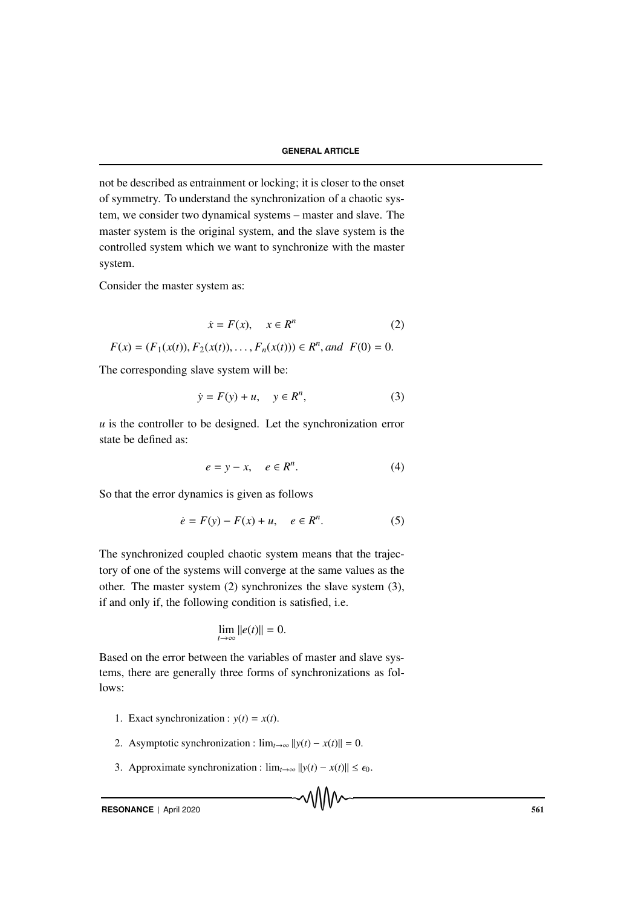not be described as entrainment or locking; it is closer to the onset of symmetry. To understand the synchronization of a chaotic system, we consider two dynamical systems – master and slave. The master system is the original system, and the slave system is the controlled system which we want to synchronize with the master system.

Consider the master system as:

$$\dot{x} = F(x), \quad x \in R^n \tag{2}$$

$$F(x) = (F_1(x(t)), F_2(x(t)), \ldots, F_n(x(t))) \in R^n, \textit{and} \;\; F(0) = 0.$$

The corresponding slave system will be:

$$\dot{y} = F(y) + u, \quad y \in R^n, \tag{3}$$

$u$ is the controller to be designed. Let the synchronization error state be defined as:

$$e = y - x, \quad e \in R^n. \tag{4}$$

So that the error dynamics is given as follows

$$\dot{e} = F(y) - F(x) + u, \quad e \in R^n. \tag{5}$$

The synchronized coupled chaotic system means that the trajectory of one of the systems will converge at the same values as the other. The master system (2) synchronizes the slave system (3), if and only if, the following condition is satisfied, i.e.

$$\lim_{t \to \infty} \|e(t)\| = 0.$$

Based on the error between the variables of master and slave systems, there are generally three forms of synchronizations as follows:

1. Exact synchronization : $y(t) = x(t)$.
2. Asymptotic synchronization : $\lim_{t\to\infty} \|y(t) - x(t)\| = 0$.
3. Approximate synchronization : $\lim_{t\to\infty} \|y(t) - x(t)\| \leq \epsilon_0$.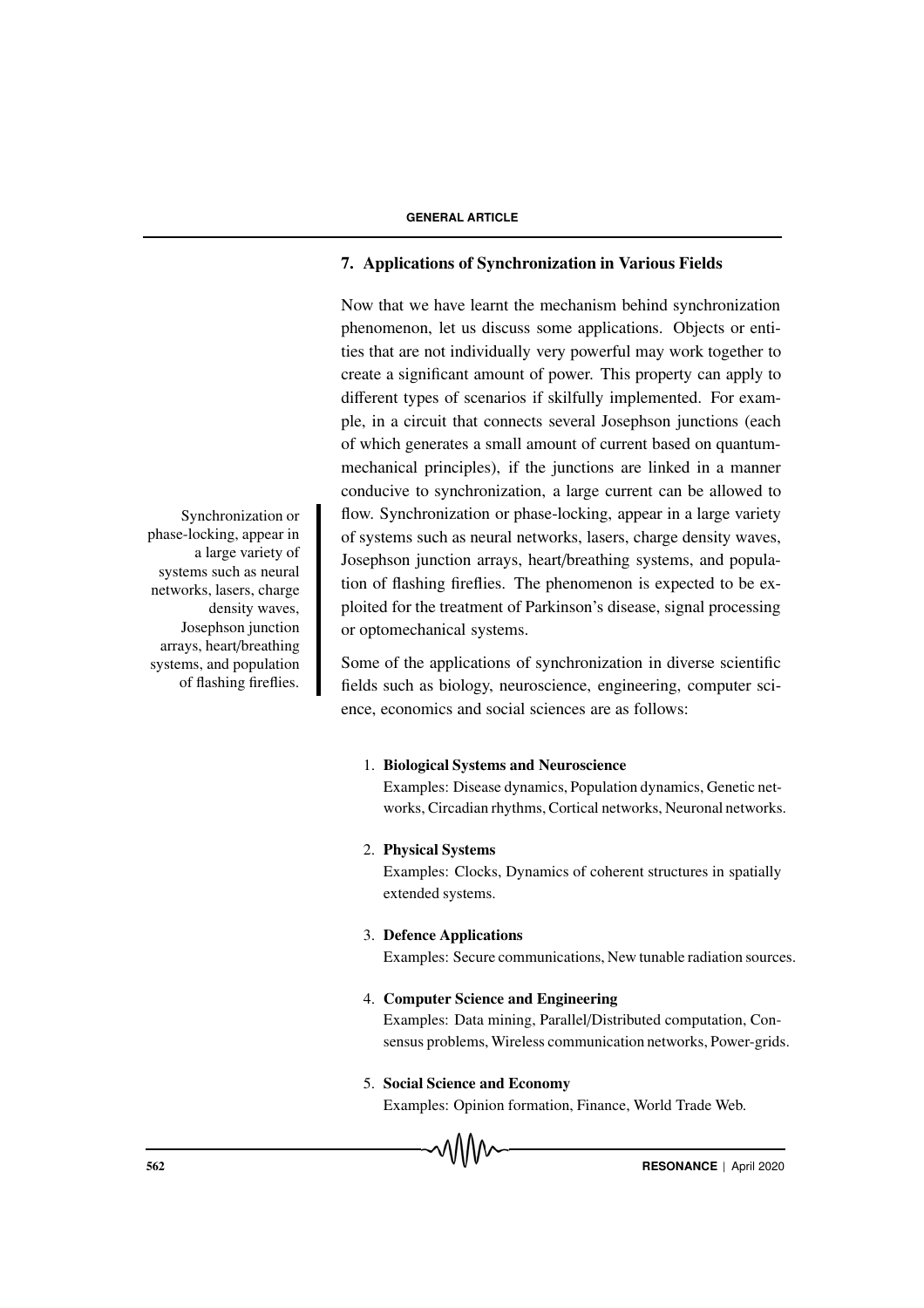## 7. Applications of Synchronization in Various Fields

Now that we have learnt the mechanism behind synchronization phenomenon, let us discuss some applications. Objects or entities that are not individually very powerful may work together to create a significant amount of power. This property can apply to different types of scenarios if skilfully implemented. For example, in a circuit that connects several Josephson junctions (each of which generates a small amount of current based on quantum-mechanical principles), if the junctions are linked in a manner conducive to synchronization, a large current can be allowed to flow. Synchronization or phase-locking, appear in a large variety of systems such as neural networks, lasers, charge density waves, Josephson junction arrays, heart/breathing systems, and population of flashing fireflies. The phenomenon is expected to be exploited for the treatment of Parkinson's disease, signal processing or optomechanical systems.

Synchronization or phase-locking, appear in a large variety of systems such as neural networks, lasers, charge density waves, Josephson junction arrays, heart/breathing systems, and population of flashing fireflies.

Some of the applications of synchronization in diverse scientific fields such as biology, neuroscience, engineering, computer science, economics and social sciences are as follows:

1. **Biological Systems and Neuroscience**
   Examples: Disease dynamics, Population dynamics, Genetic networks, Circadian rhythms, Cortical networks, Neuronal networks.

2. **Physical Systems**
   Examples: Clocks, Dynamics of coherent structures in spatially extended systems.

3. **Defence Applications**
   Examples: Secure communications, New tunable radiation sources.

4. **Computer Science and Engineering**
   Examples: Data mining, Parallel/Distributed computation, Consensus problems, Wireless communication networks, Power-grids.

5. **Social Science and Economy**
   Examples: Opinion formation, Finance, World Trade Web.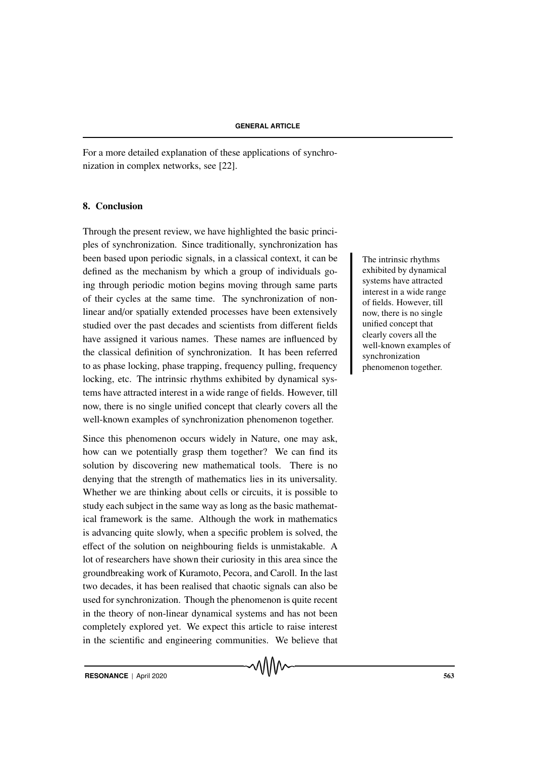For a more detailed explanation of these applications of synchronization in complex networks, see [22].

## 8. Conclusion

Through the present review, we have highlighted the basic principles of synchronization. Since traditionally, synchronization has been based upon periodic signals, in a classical context, it can be defined as the mechanism by which a group of individuals going through periodic motion begins moving through same parts of their cycles at the same time. The synchronization of non-linear and/or spatially extended processes have been extensively studied over the past decades and scientists from different fields have assigned it various names. These names are influenced by the classical definition of synchronization. It has been referred to as phase locking, phase trapping, frequency pulling, frequency locking, etc. The intrinsic rhythms exhibited by dynamical systems have attracted interest in a wide range of fields. However, till now, there is no single unified concept that clearly covers all the well-known examples of synchronization phenomenon together.

> The intrinsic rhythms exhibited by dynamical systems have attracted interest in a wide range of fields. However, till now, there is no single unified concept that clearly covers all the well-known examples of synchronization phenomenon together.

Since this phenomenon occurs widely in Nature, one may ask, how can we potentially grasp them together? We can find its solution by discovering new mathematical tools. There is no denying that the strength of mathematics lies in its universality. Whether we are thinking about cells or circuits, it is possible to study each subject in the same way as long as the basic mathematical framework is the same. Although the work in mathematics is advancing quite slowly, when a specific problem is solved, the effect of the solution on neighbouring fields is unmistakable. A lot of researchers have shown their curiosity in this area since the groundbreaking work of Kuramoto, Pecora, and Caroll. In the last two decades, it has been realised that chaotic signals can also be used for synchronization. Though the phenomenon is quite recent in the theory of non-linear dynamical systems and has not been completely explored yet. We expect this article to raise interest in the scientific and engineering communities. We believe that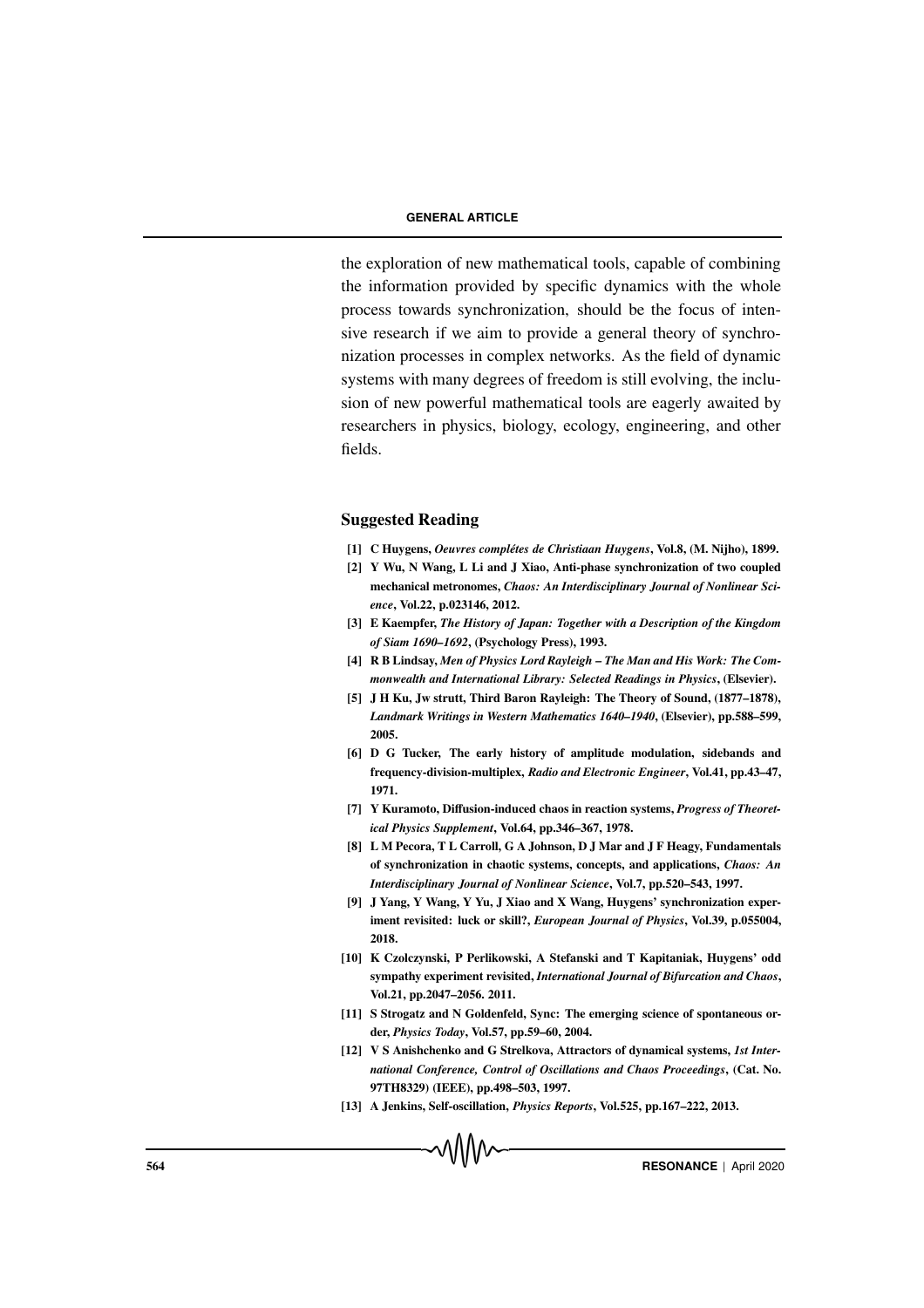the exploration of new mathematical tools, capable of combining the information provided by specific dynamics with the whole process towards synchronization, should be the focus of intensive research if we aim to provide a general theory of synchronization processes in complex networks. As the field of dynamic systems with many degrees of freedom is still evolving, the inclusion of new powerful mathematical tools are eagerly awaited by researchers in physics, biology, ecology, engineering, and other fields.

## Suggested Reading

**[1] C Huygens, *Oeuvres complétes de Christiaan Huygens*, Vol.8, (M. Nijho), 1899.**

**[2] Y Wu, N Wang, L Li and J Xiao, Anti-phase synchronization of two coupled mechanical metronomes, *Chaos: An Interdisciplinary Journal of Nonlinear Science*, Vol.22, p.023146, 2012.**

**[3] E Kaempfer, *The History of Japan: Together with a Description of the Kingdom of Siam 1690–1692*, (Psychology Press), 1993.**

**[4] R B Lindsay, *Men of Physics Lord Rayleigh – The Man and His Work: The Commonwealth and International Library: Selected Readings in Physics*, (Elsevier).**

**[5] J H Ku, Jw strutt, Third Baron Rayleigh: The Theory of Sound, (1877–1878), *Landmark Writings in Western Mathematics 1640–1940*, (Elsevier), pp.588–599, 2005.**

**[6] D G Tucker, The early history of amplitude modulation, sidebands and frequency-division-multiplex, *Radio and Electronic Engineer*, Vol.41, pp.43–47, 1971.**

**[7] Y Kuramoto, Diffusion-induced chaos in reaction systems, *Progress of Theoretical Physics Supplement*, Vol.64, pp.346–367, 1978.**

**[8] L M Pecora, T L Carroll, G A Johnson, D J Mar and J F Heagy, Fundamentals of synchronization in chaotic systems, concepts, and applications, *Chaos: An Interdisciplinary Journal of Nonlinear Science*, Vol.7, pp.520–543, 1997.**

**[9] J Yang, Y Wang, Y Yu, J Xiao and X Wang, Huygens' synchronization experiment revisited: luck or skill?, *European Journal of Physics*, Vol.39, p.055004, 2018.**

**[10] K Czolczynski, P Perlikowski, A Stefanski and T Kapitaniak, Huygens' odd sympathy experiment revisited, *International Journal of Bifurcation and Chaos*, Vol.21, pp.2047–2056. 2011.**

**[11] S Strogatz and N Goldenfeld, Sync: The emerging science of spontaneous order, *Physics Today*, Vol.57, pp.59–60, 2004.**

**[12] V S Anishchenko and G Strelkova, Attractors of dynamical systems, *1st International Conference, Control of Oscillations and Chaos Proceedings*, (Cat. No. 97TH8329) (IEEE), pp.498–503, 1997.**

**[13] A Jenkins, Self-oscillation, *Physics Reports*, Vol.525, pp.167–222, 2013.**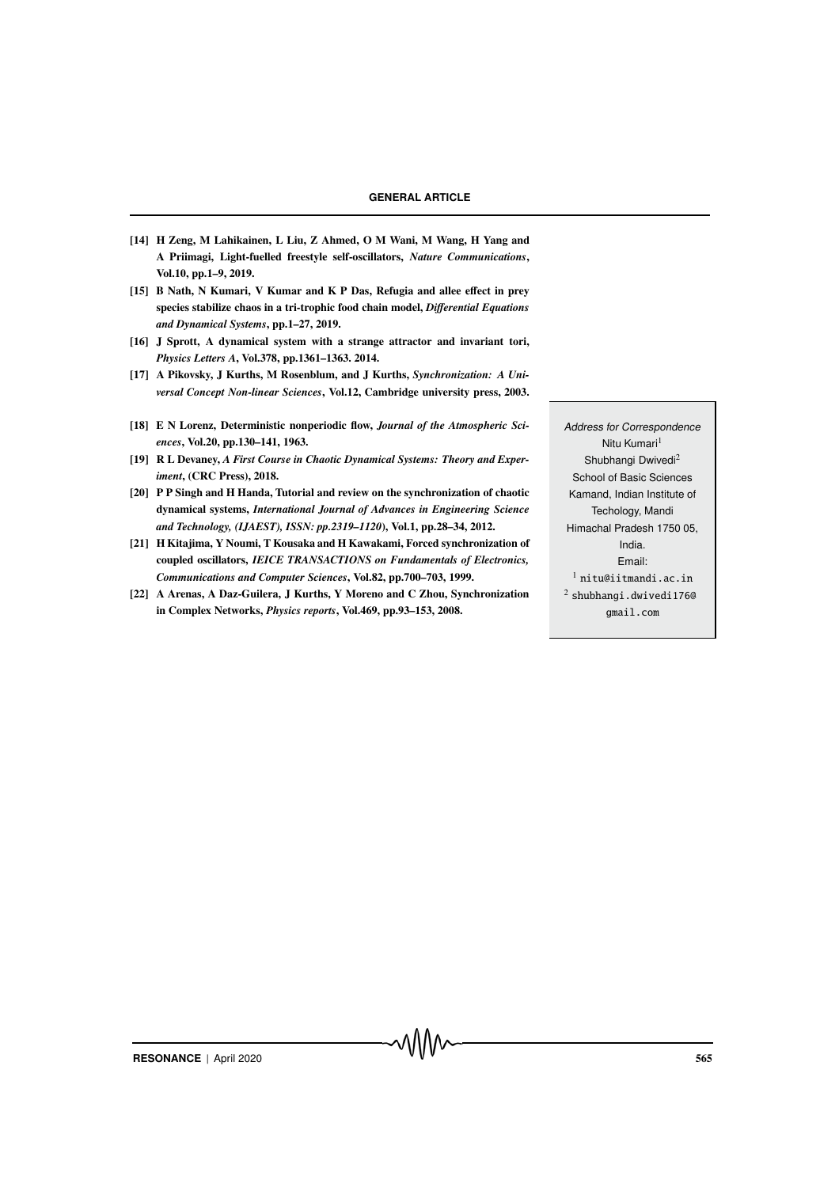**[14] H Zeng, M Lahikainen, L Liu, Z Ahmed, O M Wani, M Wang, H Yang and A Priimagi, Light-fuelled freestyle self-oscillators, *Nature Communications*, Vol.10, pp.1–9, 2019.**

**[15] B Nath, N Kumari, V Kumar and K P Das, Refugia and allee effect in prey species stabilize chaos in a tri-trophic food chain model, *Differential Equations and Dynamical Systems*, pp.1–27, 2019.**

**[16] J Sprott, A dynamical system with a strange attractor and invariant tori, *Physics Letters A*, Vol.378, pp.1361–1363. 2014.**

**[17] A Pikovsky, J Kurths, M Rosenblum, and J Kurths, *Synchronization: A Universal Concept Non-linear Sciences*, Vol.12, Cambridge university press, 2003.**

**[18] E N Lorenz, Deterministic nonperiodic flow, *Journal of the Atmospheric Sciences*, Vol.20, pp.130–141, 1963.**

**[19] R L Devaney, *A First Course in Chaotic Dynamical Systems: Theory and Experiment*, (CRC Press), 2018.**

**[20] P P Singh and H Handa, Tutorial and review on the synchronization of chaotic dynamical systems, *International Journal of Advances in Engineering Science and Technology, (IJAEST), ISSN: pp.2319–1120*, Vol.1, pp.28–34, 2012.**

**[21] H Kitajima, Y Noumi, T Kousaka and H Kawakami, Forced synchronization of coupled oscillators, *IEICE TRANSACTIONS on Fundamentals of Electronics, Communications and Computer Sciences*, Vol.82, pp.700–703, 1999.**

**[22] A Arenas, A Daz-Guilera, J Kurths, Y Moreno and C Zhou, Synchronization in Complex Networks, *Physics reports*, Vol.469, pp.93–153, 2008.**

*Address for Correspondence*
Nitu Kumari[1]
Shubhangi Dwivedi[2]
School of Basic Sciences
Kamand, Indian Institute of Techology, Mandi
Himachal Pradesh 1750 05, India.
Email:
[1] nitu@iitmandi.ac.in
[2] shubhangi.dwivedi176@gmail.com